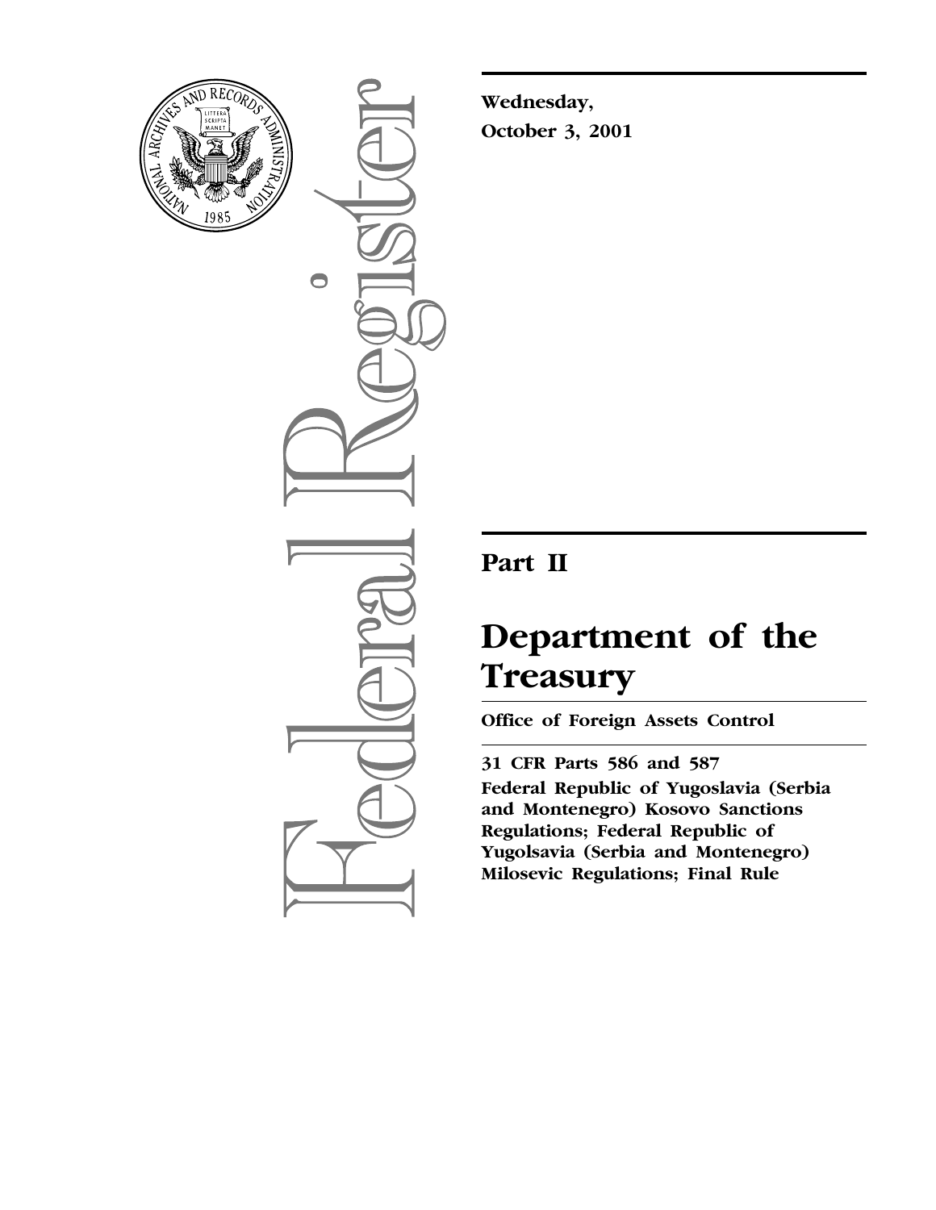**Wednesday,**
**October 3, 2001**

# Part II

# Department of the Treasury

**Office of Foreign Assets Control**

**31 CFR Parts 586 and 587**

**Federal Republic of Yugoslavia (Serbia and Montenegro) Kosovo Sanctions Regulations; Federal Republic of Yugolsavia (Serbia and Montenegro) Milosevic Regulations; Final Rule**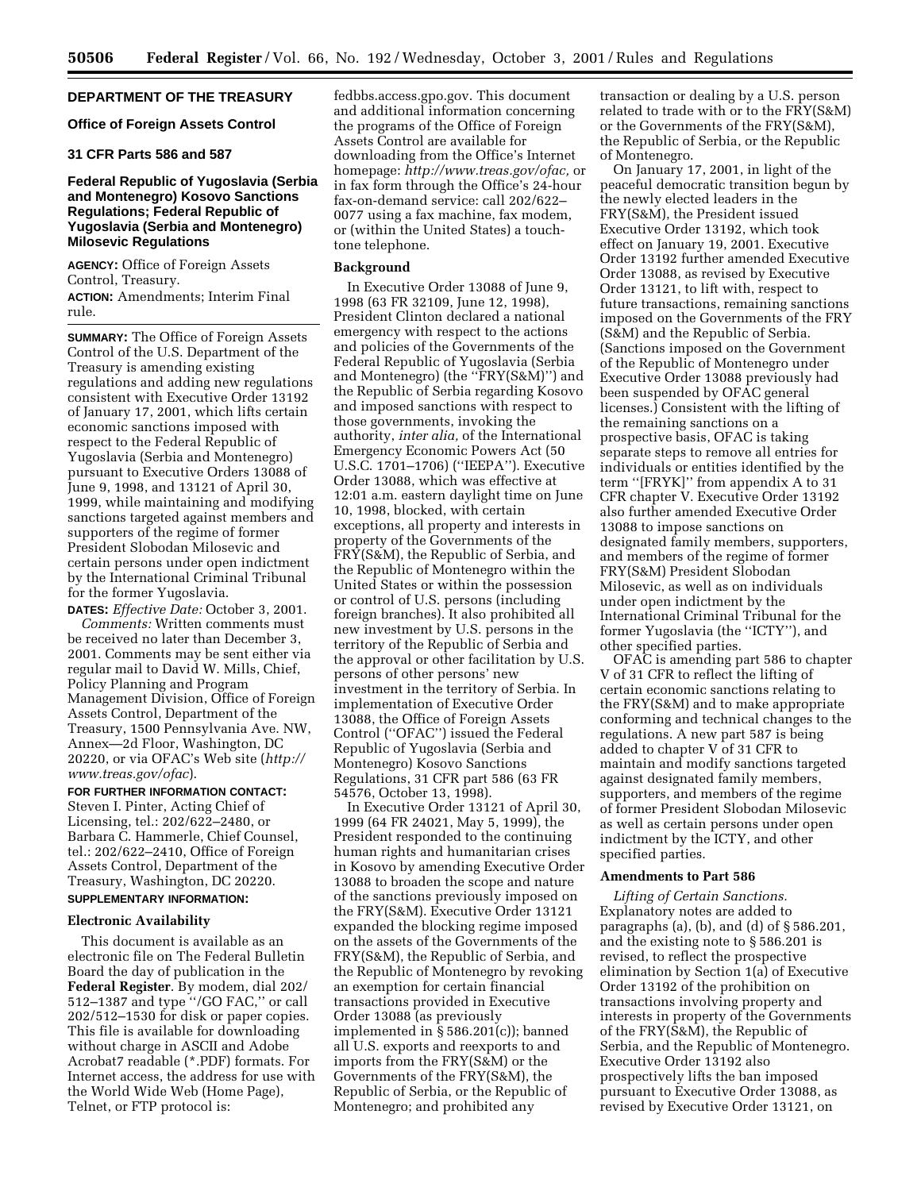**DEPARTMENT OF THE TREASURY**

**Office of Foreign Assets Control**

**31 CFR Parts 586 and 587**

# Federal Republic of Yugoslavia (Serbia and Montenegro) Kosovo Sanctions Regulations; Federal Republic of Yugoslavia (Serbia and Montenegro) Milosevic Regulations

**AGENCY:** Office of Foreign Assets Control, Treasury.

**ACTION:** Amendments; Interim Final rule.

**SUMMARY:** The Office of Foreign Assets Control of the U.S. Department of the Treasury is amending existing regulations and adding new regulations consistent with Executive Order 13192 of January 17, 2001, which lifts certain economic sanctions imposed with respect to the Federal Republic of Yugoslavia (Serbia and Montenegro) pursuant to Executive Orders 13088 of June 9, 1998, and 13121 of April 30, 1999, while maintaining and modifying sanctions targeted against members and supporters of the regime of former President Slobodan Milosevic and certain persons under open indictment by the International Criminal Tribunal for the former Yugoslavia.

**DATES:** *Effective Date:* October 3, 2001.

*Comments:* Written comments must be received no later than December 3, 2001. Comments may be sent either via regular mail to David W. Mills, Chief, Policy Planning and Program Management Division, Office of Foreign Assets Control, Department of the Treasury, 1500 Pennsylvania Ave. NW, Annex—2d Floor, Washington, DC 20220, or via OFAC's Web site (*http://www.treas.gov/ofac*).

**FOR FURTHER INFORMATION CONTACT:** Steven I. Pinter, Acting Chief of Licensing, tel.: 202/622–2480, or Barbara C. Hammerle, Chief Counsel, tel.: 202/622–2410, Office of Foreign Assets Control, Department of the Treasury, Washington, DC 20220.

**SUPPLEMENTARY INFORMATION:**

## Electronic Availability

This document is available as an electronic file on The Federal Bulletin Board the day of publication in the **Federal Register**. By modem, dial 202/512–1387 and type ''/GO FAC,'' or call 202/512–1530 for disk or paper copies. This file is available for downloading without charge in ASCII and Adobe Acrobat7 readable (*.PDF) formats. For Internet access, the address for use with the World Wide Web (Home Page), Telnet, or FTP protocol is: fedbbs.access.gpo.gov. This document and additional information concerning the programs of the Office of Foreign Assets Control are available for downloading from the Office's Internet homepage: *http://www.treas.gov/ofac,* or in fax form through the Office's 24-hour fax-on-demand service: call 202/622–0077 using a fax machine, fax modem, or (within the United States) a touch-tone telephone.

## Background

In Executive Order 13088 of June 9, 1998 (63 FR 32109, June 12, 1998), President Clinton declared a national emergency with respect to the actions and policies of the Governments of the Federal Republic of Yugoslavia (Serbia and Montenegro) (the ''FRY(S&M)'') and the Republic of Serbia regarding Kosovo and imposed sanctions with respect to those governments, invoking the authority, *inter alia,* of the International Emergency Economic Powers Act (50 U.S.C. 1701–1706) (''IEEPA''). Executive Order 13088, which was effective at 12:01 a.m. eastern daylight time on June 10, 1998, blocked, with certain exceptions, all property and interests in property of the Governments of the FRY(S&M), the Republic of Serbia, and the Republic of Montenegro within the United States or within the possession or control of U.S. persons (including foreign branches). It also prohibited all new investment by U.S. persons in the territory of the Republic of Serbia and the approval or other facilitation by U.S. persons of other persons' new investment in the territory of Serbia. In implementation of Executive Order 13088, the Office of Foreign Assets Control (''OFAC'') issued the Federal Republic of Yugoslavia (Serbia and Montenegro) Kosovo Sanctions Regulations, 31 CFR part 586 (63 FR 54576, October 13, 1998).

In Executive Order 13121 of April 30, 1999 (64 FR 24021, May 5, 1999), the President responded to the continuing human rights and humanitarian crises in Kosovo by amending Executive Order 13088 to broaden the scope and nature of the sanctions previously imposed on the FRY(S&M). Executive Order 13121 expanded the blocking regime imposed on the assets of the Governments of the FRY(S&M), the Republic of Serbia, and the Republic of Montenegro by revoking an exemption for certain financial transactions provided in Executive Order 13088 (as previously implemented in § 586.201(c)); banned all U.S. exports and reexports to and imports from the FRY(S&M) or the Governments of the FRY(S&M), the Republic of Serbia, or the Republic of Montenegro; and prohibited any transaction or dealing by a U.S. person related to trade with or to the FRY(S&M) or the Governments of the FRY(S&M), the Republic of Serbia, or the Republic of Montenegro.

On January 17, 2001, in light of the peaceful democratic transition begun by the newly elected leaders in the FRY(S&M), the President issued Executive Order 13192, which took effect on January 19, 2001. Executive Order 13192 further amended Executive Order 13088, as revised by Executive Order 13121, to lift with, respect to future transactions, remaining sanctions imposed on the Governments of the FRY (S&M) and the Republic of Serbia. (Sanctions imposed on the Government of the Republic of Montenegro under Executive Order 13088 previously had been suspended by OFAC general licenses.) Consistent with the lifting of the remaining sanctions on a prospective basis, OFAC is taking separate steps to remove all entries for individuals or entities identified by the term ''[FRYK]'' from appendix A to 31 CFR chapter V. Executive Order 13192 also further amended Executive Order 13088 to impose sanctions on designated family members, supporters, and members of the regime of former FRY(S&M) President Slobodan Milosevic, as well as on individuals under open indictment by the International Criminal Tribunal for the former Yugoslavia (the ''ICTY''), and other specified parties.

OFAC is amending part 586 to chapter V of 31 CFR to reflect the lifting of certain economic sanctions relating to the FRY(S&M) and to make appropriate conforming and technical changes to the regulations. A new part 587 is being added to chapter V of 31 CFR to maintain and modify sanctions targeted against designated family members, supporters, and members of the regime of former President Slobodan Milosevic as well as certain persons under open indictment by the ICTY, and other specified parties.

## Amendments to Part 586

*Lifting of Certain Sanctions.* Explanatory notes are added to paragraphs (a), (b), and (d) of § 586.201, and the existing note to § 586.201 is revised, to reflect the prospective elimination by Section 1(a) of Executive Order 13192 of the prohibition on transactions involving property and interests in property of the Governments of the FRY(S&M), the Republic of Serbia, and the Republic of Montenegro. Executive Order 13192 also prospectively lifts the ban imposed pursuant to Executive Order 13088, as revised by Executive Order 13121, on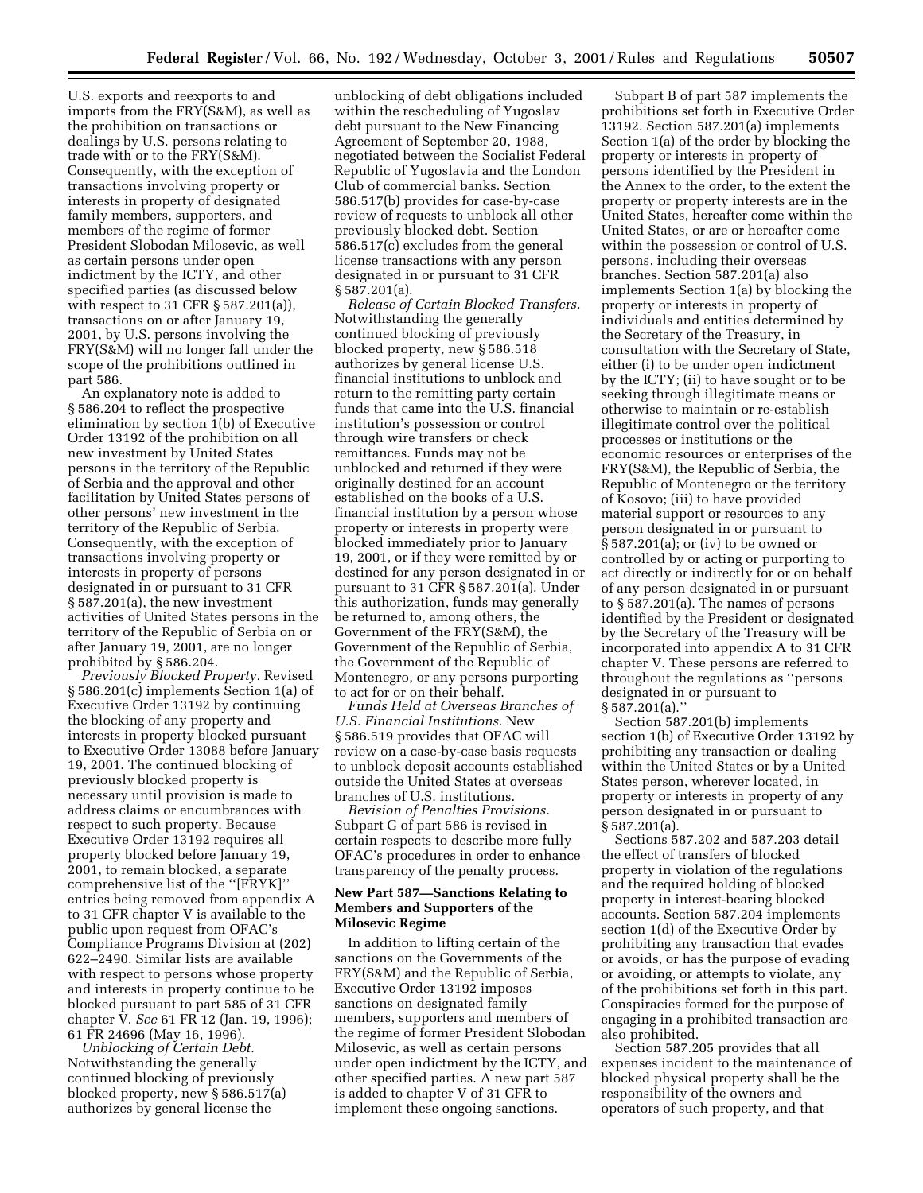U.S. exports and reexports to and imports from the FRY(S&M), as well as the prohibition on transactions or dealings by U.S. persons relating to trade with or to the FRY(S&M). Consequently, with the exception of transactions involving property or interests in property of designated family members, supporters, and members of the regime of former President Slobodan Milosevic, as well as certain persons under open indictment by the ICTY, and other specified parties (as discussed below with respect to 31 CFR § 587.201(a)), transactions on or after January 19, 2001, by U.S. persons involving the FRY(S&M) will no longer fall under the scope of the prohibitions outlined in part 586.

An explanatory note is added to § 586.204 to reflect the prospective elimination by section 1(b) of Executive Order 13192 of the prohibition on all new investment by United States persons in the territory of the Republic of Serbia and the approval and other facilitation by United States persons of other persons' new investment in the territory of the Republic of Serbia. Consequently, with the exception of transactions involving property or interests in property of persons designated in or pursuant to 31 CFR § 587.201(a), the new investment activities of United States persons in the territory of the Republic of Serbia on or after January 19, 2001, are no longer prohibited by § 586.204.

*Previously Blocked Property.* Revised § 586.201(c) implements Section 1(a) of Executive Order 13192 by continuing the blocking of any property and interests in property blocked pursuant to Executive Order 13088 before January 19, 2001. The continued blocking of previously blocked property is necessary until provision is made to address claims or encumbrances with respect to such property. Because Executive Order 13192 requires all property blocked before January 19, 2001, to remain blocked, a separate comprehensive list of the ''[FRYK]'' entries being removed from appendix A to 31 CFR chapter V is available to the public upon request from OFAC's Compliance Programs Division at (202) 622–2490. Similar lists are available with respect to persons whose property and interests in property continue to be blocked pursuant to part 585 of 31 CFR chapter V. *See* 61 FR 12 (Jan. 19, 1996); 61 FR 24696 (May 16, 1996).

*Unblocking of Certain Debt.* Notwithstanding the generally continued blocking of previously blocked property, new § 586.517(a) authorizes by general license the unblocking of debt obligations included within the rescheduling of Yugoslav debt pursuant to the New Financing Agreement of September 20, 1988, negotiated between the Socialist Federal Republic of Yugoslavia and the London Club of commercial banks. Section 586.517(b) provides for case-by-case review of requests to unblock all other previously blocked debt. Section 586.517(c) excludes from the general license transactions with any person designated in or pursuant to 31 CFR § 587.201(a).

*Release of Certain Blocked Transfers.* Notwithstanding the generally continued blocking of previously blocked property, new § 586.518 authorizes by general license U.S. financial institutions to unblock and return to the remitting party certain funds that came into the U.S. financial institution's possession or control through wire transfers or check remittances. Funds may not be unblocked and returned if they were originally destined for an account established on the books of a U.S. financial institution by a person whose property or interests in property were blocked immediately prior to January 19, 2001, or if they were remitted by or destined for any person designated in or pursuant to 31 CFR § 587.201(a). Under this authorization, funds may generally be returned to, among others, the Government of the FRY(S&M), the Government of the Republic of Serbia, the Government of the Republic of Montenegro, or any persons purporting to act for or on their behalf.

*Funds Held at Overseas Branches of U.S. Financial Institutions.* New § 586.519 provides that OFAC will review on a case-by-case basis requests to unblock deposit accounts established outside the United States at overseas branches of U.S. institutions.

*Revision of Penalties Provisions.* Subpart G of part 586 is revised in certain respects to describe more fully OFAC's procedures in order to enhance transparency of the penalty process.

## New Part 587—Sanctions Relating to Members and Supporters of the Milosevic Regime

In addition to lifting certain of the sanctions on the Governments of the FRY(S&M) and the Republic of Serbia, Executive Order 13192 imposes sanctions on designated family members, supporters and members of the regime of former President Slobodan Milosevic, as well as certain persons under open indictment by the ICTY, and other specified parties. A new part 587 is added to chapter V of 31 CFR to implement these ongoing sanctions.

Subpart B of part 587 implements the prohibitions set forth in Executive Order 13192. Section 587.201(a) implements Section 1(a) of the order by blocking the property or interests in property of persons identified by the President in the Annex to the order, to the extent the property or property interests are in the United States, hereafter come within the United States, or are or hereafter come within the possession or control of U.S. persons, including their overseas branches. Section 587.201(a) also implements Section 1(a) by blocking the property or interests in property of individuals and entities determined by the Secretary of the Treasury, in consultation with the Secretary of State, either (i) to be under open indictment by the ICTY; (ii) to have sought or to be seeking through illegitimate means or otherwise to maintain or re-establish illegitimate control over the political processes or institutions or the economic resources or enterprises of the FRY(S&M), the Republic of Serbia, the Republic of Montenegro or the territory of Kosovo; (iii) to have provided material support or resources to any person designated in or pursuant to § 587.201(a); or (iv) to be owned or controlled by or acting or purporting to act directly or indirectly for or on behalf of any person designated in or pursuant to § 587.201(a). The names of persons identified by the President or designated by the Secretary of the Treasury will be incorporated into appendix A to 31 CFR chapter V. These persons are referred to throughout the regulations as ''persons designated in or pursuant to § 587.201(a).''

Section 587.201(b) implements section 1(b) of Executive Order 13192 by prohibiting any transaction or dealing within the United States or by a United States person, wherever located, in property or interests in property of any person designated in or pursuant to § 587.201(a).

Sections 587.202 and 587.203 detail the effect of transfers of blocked property in violation of the regulations and the required holding of blocked property in interest-bearing blocked accounts. Section 587.204 implements section 1(d) of the Executive Order by prohibiting any transaction that evades or avoids, or has the purpose of evading or avoiding, or attempts to violate, any of the prohibitions set forth in this part. Conspiracies formed for the purpose of engaging in a prohibited transaction are also prohibited.

Section 587.205 provides that all expenses incident to the maintenance of blocked physical property shall be the responsibility of the owners and operators of such property, and that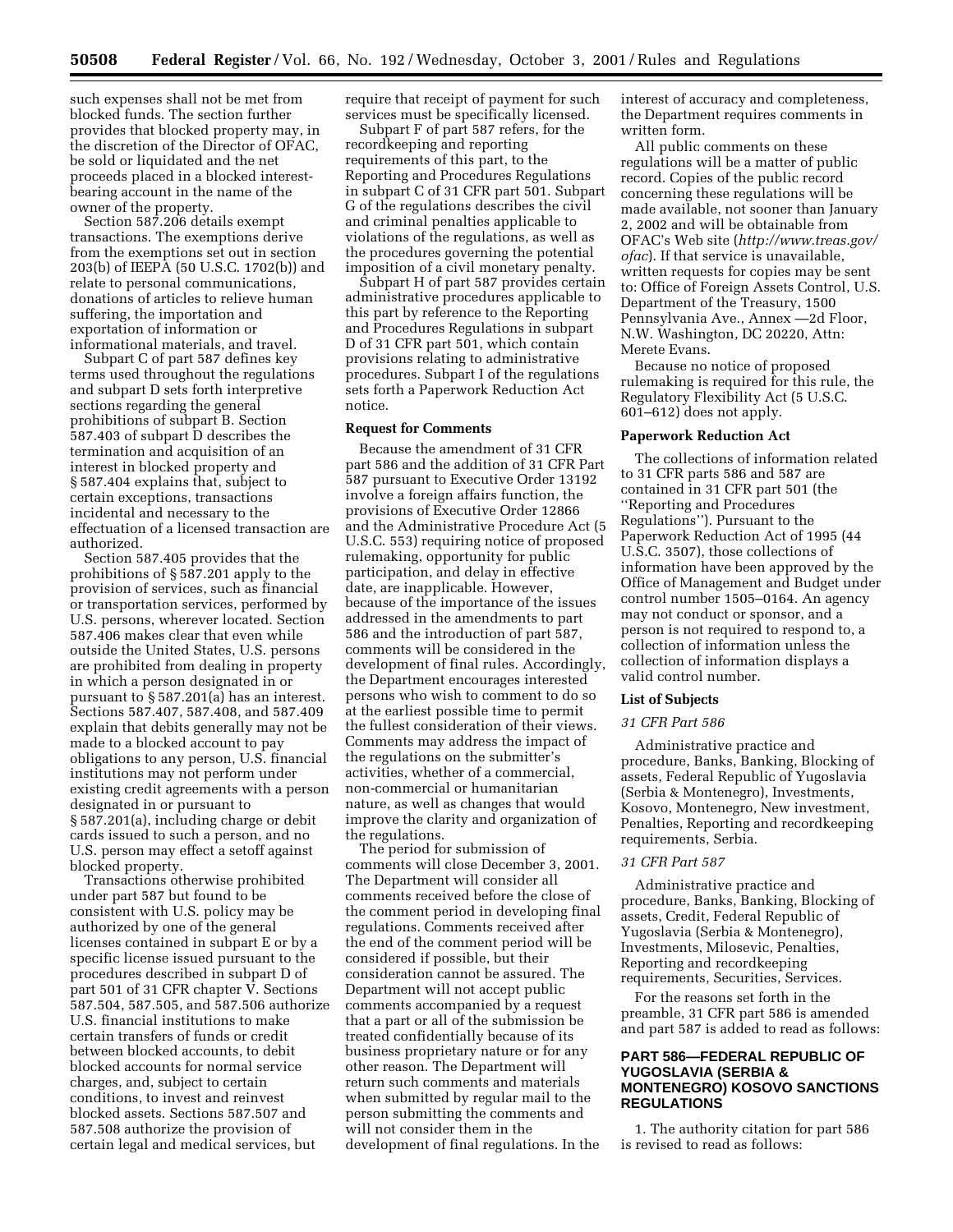such expenses shall not be met from blocked funds. The section further provides that blocked property may, in the discretion of the Director of OFAC, be sold or liquidated and the net proceeds placed in a blocked interest-bearing account in the name of the owner of the property.

Section 587.206 details exempt transactions. The exemptions derive from the exemptions set out in section 203(b) of IEEPA (50 U.S.C. 1702(b)) and relate to personal communications, donations of articles to relieve human suffering, the importation and exportation of information or informational materials, and travel.

Subpart C of part 587 defines key terms used throughout the regulations and subpart D sets forth interpretive sections regarding the general prohibitions of subpart B. Section 587.403 of subpart D describes the termination and acquisition of an interest in blocked property and § 587.404 explains that, subject to certain exceptions, transactions incidental and necessary to the effectuation of a licensed transaction are authorized.

Section 587.405 provides that the prohibitions of § 587.201 apply to the provision of services, such as financial or transportation services, performed by U.S. persons, wherever located. Section 587.406 makes clear that even while outside the United States, U.S. persons are prohibited from dealing in property in which a person designated in or pursuant to § 587.201(a) has an interest. Sections 587.407, 587.408, and 587.409 explain that debits generally may not be made to a blocked account to pay obligations to any person, U.S. financial institutions may not perform under existing credit agreements with a person designated in or pursuant to § 587.201(a), including charge or debit cards issued to such a person, and no U.S. person may effect a setoff against blocked property.

Transactions otherwise prohibited under part 587 but found to be consistent with U.S. policy may be authorized by one of the general licenses contained in subpart E or by a specific license issued pursuant to the procedures described in subpart D of part 501 of 31 CFR chapter V. Sections 587.504, 587.505, and 587.506 authorize U.S. financial institutions to make certain transfers of funds or credit between blocked accounts, to debit blocked accounts for normal service charges, and, subject to certain conditions, to invest and reinvest blocked assets. Sections 587.507 and 587.508 authorize the provision of certain legal and medical services, but require that receipt of payment for such services must be specifically licensed.

Subpart F of part 587 refers, for the recordkeeping and reporting requirements of this part, to the Reporting and Procedures Regulations in subpart C of 31 CFR part 501. Subpart G of the regulations describes the civil and criminal penalties applicable to violations of the regulations, as well as the procedures governing the potential imposition of a civil monetary penalty.

Subpart H of part 587 provides certain administrative procedures applicable to this part by reference to the Reporting and Procedures Regulations in subpart D of 31 CFR part 501, which contain provisions relating to administrative procedures. Subpart I of the regulations sets forth a Paperwork Reduction Act notice.

**Request for Comments**

Because the amendment of 31 CFR part 586 and the addition of 31 CFR Part 587 pursuant to Executive Order 13192 involve a foreign affairs function, the provisions of Executive Order 12866 and the Administrative Procedure Act (5 U.S.C. 553) requiring notice of proposed rulemaking, opportunity for public participation, and delay in effective date, are inapplicable. However, because of the importance of the issues addressed in the amendments to part 586 and the introduction of part 587, comments will be considered in the development of final rules. Accordingly, the Department encourages interested persons who wish to comment to do so at the earliest possible time to permit the fullest consideration of their views. Comments may address the impact of the regulations on the submitter's activities, whether of a commercial, non-commercial or humanitarian nature, as well as changes that would improve the clarity and organization of the regulations.

The period for submission of comments will close December 3, 2001. The Department will consider all comments received before the close of the comment period in developing final regulations. Comments received after the end of the comment period will be considered if possible, but their consideration cannot be assured. The Department will not accept public comments accompanied by a request that a part or all of the submission be treated confidentially because of its business proprietary nature or for any other reason. The Department will return such comments and materials when submitted by regular mail to the person submitting the comments and will not consider them in the development of final regulations. In the interest of accuracy and completeness, the Department requires comments in written form.

All public comments on these regulations will be a matter of public record. Copies of the public record concerning these regulations will be made available, not sooner than January 2, 2002 and will be obtainable from OFAC's Web site (*http://www.treas.gov/ofac*). If that service is unavailable, written requests for copies may be sent to: Office of Foreign Assets Control, U.S. Department of the Treasury, 1500 Pennsylvania Ave., Annex —2d Floor, N.W. Washington, DC 20220, Attn: Merete Evans.

Because no notice of proposed rulemaking is required for this rule, the Regulatory Flexibility Act (5 U.S.C. 601–612) does not apply.

**Paperwork Reduction Act**

The collections of information related to 31 CFR parts 586 and 587 are contained in 31 CFR part 501 (the "Reporting and Procedures Regulations"). Pursuant to the Paperwork Reduction Act of 1995 (44 U.S.C. 3507), those collections of information have been approved by the Office of Management and Budget under control number 1505–0164. An agency may not conduct or sponsor, and a person is not required to respond to, a collection of information unless the collection of information displays a valid control number.

**List of Subjects**

*31 CFR Part 586*

Administrative practice and procedure, Banks, Banking, Blocking of assets, Federal Republic of Yugoslavia (Serbia & Montenegro), Investments, Kosovo, Montenegro, New investment, Penalties, Reporting and recordkeeping requirements, Serbia.

*31 CFR Part 587*

Administrative practice and procedure, Banks, Banking, Blocking of assets, Credit, Federal Republic of Yugoslavia (Serbia & Montenegro), Investments, Milosevic, Penalties, Reporting and recordkeeping requirements, Securities, Services.

For the reasons set forth in the preamble, 31 CFR part 586 is amended and part 587 is added to read as follows:

## PART 586—FEDERAL REPUBLIC OF YUGOSLAVIA (SERBIA & MONTENEGRO) KOSOVO SANCTIONS REGULATIONS

1. The authority citation for part 586 is revised to read as follows: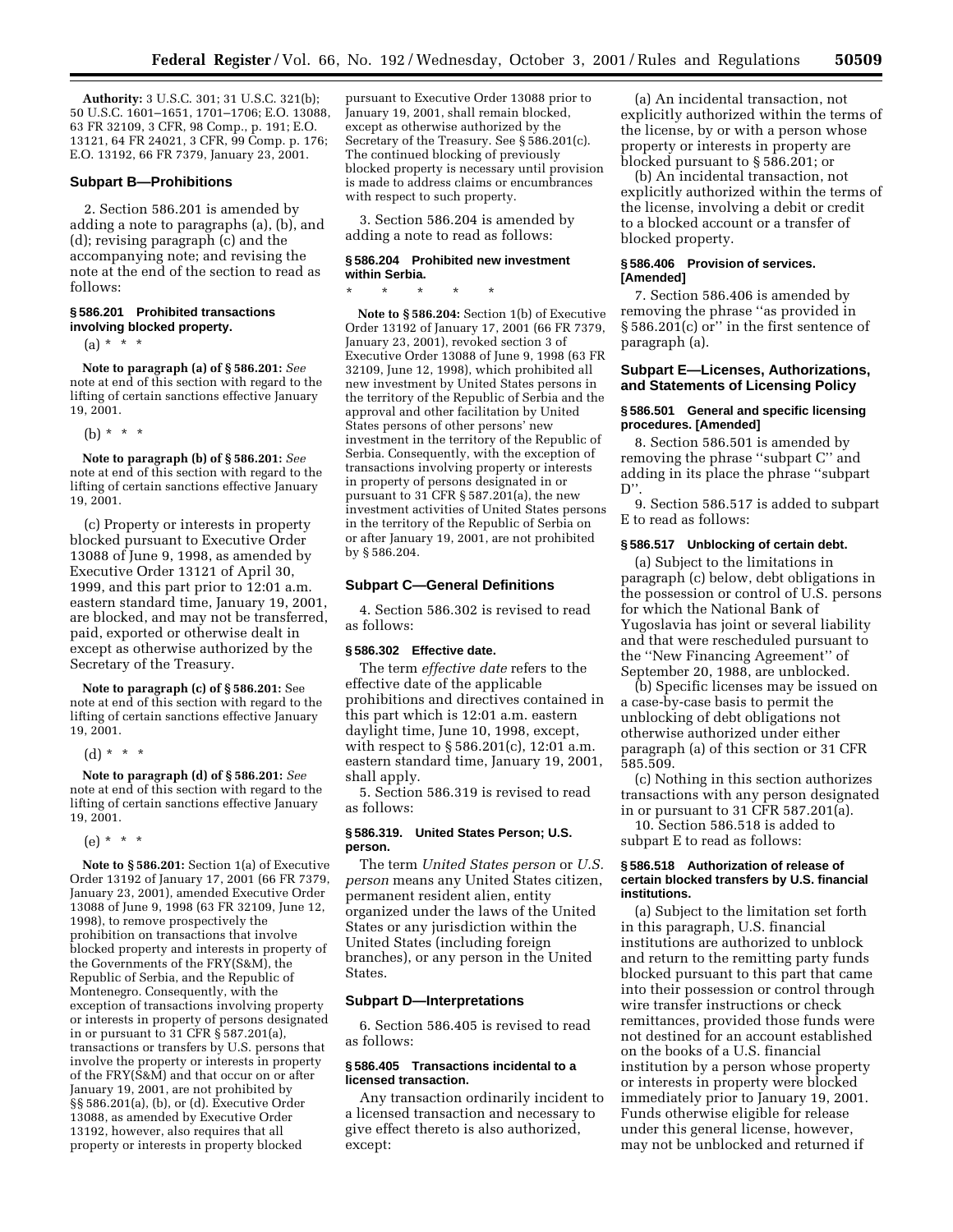**Authority:** 3 U.S.C. 301; 31 U.S.C. 321(b); 50 U.S.C. 1601–1651, 1701–1706; E.O. 13088, 63 FR 32109, 3 CFR, 98 Comp., p. 191; E.O. 13121, 64 FR 24021, 3 CFR, 99 Comp. p. 176; E.O. 13192, 66 FR 7379, January 23, 2001.

## Subpart B—Prohibitions

2. Section 586.201 is amended by adding a note to paragraphs (a), (b), and (d); revising paragraph (c) and the accompanying note; and revising the note at the end of the section to read as follows:

### § 586.201 Prohibited transactions involving blocked property.

(a) * * *

**Note to paragraph (a) of § 586.201:** *See* note at end of this section with regard to the lifting of certain sanctions effective January 19, 2001.

(b) * * *

**Note to paragraph (b) of § 586.201:** *See* note at end of this section with regard to the lifting of certain sanctions effective January 19, 2001.

(c) Property or interests in property blocked pursuant to Executive Order 13088 of June 9, 1998, as amended by Executive Order 13121 of April 30, 1999, and this part prior to 12:01 a.m. eastern standard time, January 19, 2001, are blocked, and may not be transferred, paid, exported or otherwise dealt in except as otherwise authorized by the Secretary of the Treasury.

**Note to paragraph (c) of § 586.201:** See note at end of this section with regard to the lifting of certain sanctions effective January 19, 2001.

(d) * * *

**Note to paragraph (d) of § 586.201:** *See* note at end of this section with regard to the lifting of certain sanctions effective January 19, 2001.

(e) * * *

**Note to § 586.201:** Section 1(a) of Executive Order 13192 of January 17, 2001 (66 FR 7379, January 23, 2001), amended Executive Order 13088 of June 9, 1998 (63 FR 32109, June 12, 1998), to remove prospectively the prohibition on transactions that involve blocked property and interests in property of the Governments of the FRY(S&M), the Republic of Serbia, and the Republic of Montenegro. Consequently, with the exception of transactions involving property or interests in property of persons designated in or pursuant to 31 CFR § 587.201(a), transactions or transfers by U.S. persons that involve the property or interests in property of the FRY(S&M) and that occur on or after January 19, 2001, are not prohibited by §§ 586.201(a), (b), or (d). Executive Order 13088, as amended by Executive Order 13192, however, also requires that all property or interests in property blocked pursuant to Executive Order 13088 prior to January 19, 2001, shall remain blocked, except as otherwise authorized by the Secretary of the Treasury. See § 586.201(c). The continued blocking of previously blocked property is necessary until provision is made to address claims or encumbrances with respect to such property.

3. Section 586.204 is amended by adding a note to read as follows:

### § 586.204 Prohibited new investment within Serbia.

\* \* \* \* \*

**Note to § 586.204:** Section 1(b) of Executive Order 13192 of January 17, 2001 (66 FR 7379, January 23, 2001), revoked section 3 of Executive Order 13088 of June 9, 1998 (63 FR 32109, June 12, 1998), which prohibited all new investment by United States persons in the territory of the Republic of Serbia and the approval and other facilitation by United States persons of other persons' new investment in the territory of the Republic of Serbia. Consequently, with the exception of transactions involving property or interests in property of persons designated in or pursuant to 31 CFR § 587.201(a), the new investment activities of United States persons in the territory of the Republic of Serbia on or after January 19, 2001, are not prohibited by § 586.204.

## Subpart C—General Definitions

4. Section 586.302 is revised to read as follows:

### § 586.302 Effective date.

The term *effective date* refers to the effective date of the applicable prohibitions and directives contained in this part which is 12:01 a.m. eastern daylight time, June 10, 1998, except, with respect to § 586.201(c), 12:01 a.m. eastern standard time, January 19, 2001, shall apply.

5. Section 586.319 is revised to read as follows:

### § 586.319. United States Person; U.S. person.

The term *United States person* or *U.S. person* means any United States citizen, permanent resident alien, entity organized under the laws of the United States or any jurisdiction within the United States (including foreign branches), or any person in the United States.

## Subpart D—Interpretations

6. Section 586.405 is revised to read as follows:

### § 586.405 Transactions incidental to a licensed transaction.

Any transaction ordinarily incident to a licensed transaction and necessary to give effect thereto is also authorized, except:

(a) An incidental transaction, not explicitly authorized within the terms of the license, by or with a person whose property or interests in property are blocked pursuant to § 586.201; or

(b) An incidental transaction, not explicitly authorized within the terms of the license, involving a debit or credit to a blocked account or a transfer of blocked property.

### § 586.406 Provision of services. [Amended]

7. Section 586.406 is amended by removing the phrase "as provided in § 586.201(c) or" in the first sentence of paragraph (a).

## Subpart E—Licenses, Authorizations, and Statements of Licensing Policy

### § 586.501 General and specific licensing procedures. [Amended]

8. Section 586.501 is amended by removing the phrase "subpart C" and adding in its place the phrase "subpart D".

9. Section 586.517 is added to subpart E to read as follows:

### § 586.517 Unblocking of certain debt.

(a) Subject to the limitations in paragraph (c) below, debt obligations in the possession or control of U.S. persons for which the National Bank of Yugoslavia has joint or several liability and that were rescheduled pursuant to the "New Financing Agreement" of September 20, 1988, are unblocked.

(b) Specific licenses may be issued on a case-by-case basis to permit the unblocking of debt obligations not otherwise authorized under either paragraph (a) of this section or 31 CFR 585.509.

(c) Nothing in this section authorizes transactions with any person designated in or pursuant to 31 CFR 587.201(a).

10. Section 586.518 is added to subpart E to read as follows:

### § 586.518 Authorization of release of certain blocked transfers by U.S. financial institutions.

(a) Subject to the limitation set forth in this paragraph, U.S. financial institutions are authorized to unblock and return to the remitting party funds blocked pursuant to this part that came into their possession or control through wire transfer instructions or check remittances, provided those funds were not destined for an account established on the books of a U.S. financial institution by a person whose property or interests in property were blocked immediately prior to January 19, 2001. Funds otherwise eligible for release under this general license, however, may not be unblocked and returned if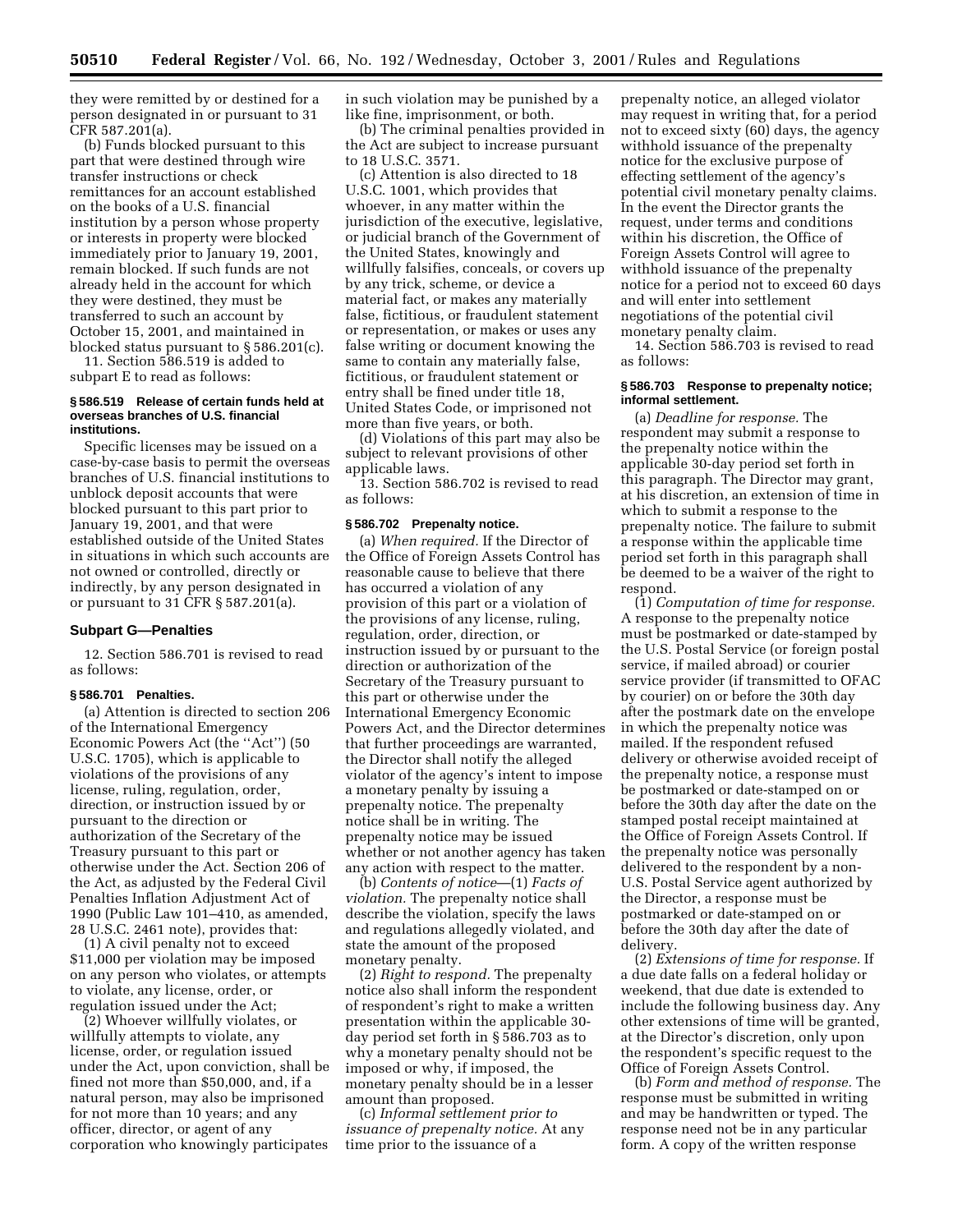they were remitted by or destined for a person designated in or pursuant to 31 CFR 587.201(a).

(b) Funds blocked pursuant to this part that were destined through wire transfer instructions or check remittances for an account established on the books of a U.S. financial institution by a person whose property or interests in property were blocked immediately prior to January 19, 2001, remain blocked. If such funds are not already held in the account for which they were destined, they must be transferred to such an account by October 15, 2001, and maintained in blocked status pursuant to § 586.201(c).

11. Section 586.519 is added to subpart E to read as follows:

#### § 586.519 Release of certain funds held at overseas branches of U.S. financial institutions.

Specific licenses may be issued on a case-by-case basis to permit the overseas branches of U.S. financial institutions to unblock deposit accounts that were blocked pursuant to this part prior to January 19, 2001, and that were established outside of the United States in situations in which such accounts are not owned or controlled, directly or indirectly, by any person designated in or pursuant to 31 CFR § 587.201(a).

### Subpart G—Penalties

12. Section 586.701 is revised to read as follows:

#### § 586.701 Penalties.

(a) Attention is directed to section 206 of the International Emergency Economic Powers Act (the ''Act'') (50 U.S.C. 1705), which is applicable to violations of the provisions of any license, ruling, regulation, order, direction, or instruction issued by or pursuant to the direction or authorization of the Secretary of the Treasury pursuant to this part or otherwise under the Act. Section 206 of the Act, as adjusted by the Federal Civil Penalties Inflation Adjustment Act of 1990 (Public Law 101–410, as amended, 28 U.S.C. 2461 note), provides that:

(1) A civil penalty not to exceed $11,000 per violation may be imposed on any person who violates, or attempts to violate, any license, order, or regulation issued under the Act;

(2) Whoever willfully violates, or willfully attempts to violate, any license, order, or regulation issued under the Act, upon conviction, shall be fined not more than $50,000, and, if a natural person, may also be imprisoned for not more than 10 years; and any officer, director, or agent of any corporation who knowingly participates in such violation may be punished by a like fine, imprisonment, or both.

(b) The criminal penalties provided in the Act are subject to increase pursuant to 18 U.S.C. 3571.

(c) Attention is also directed to 18 U.S.C. 1001, which provides that whoever, in any matter within the jurisdiction of the executive, legislative, or judicial branch of the Government of the United States, knowingly and willfully falsifies, conceals, or covers up by any trick, scheme, or device a material fact, or makes any materially false, fictitious, or fraudulent statement or representation, or makes or uses any false writing or document knowing the same to contain any materially false, fictitious, or fraudulent statement or entry shall be fined under title 18, United States Code, or imprisoned not more than five years, or both.

(d) Violations of this part may also be subject to relevant provisions of other applicable laws.

13. Section 586.702 is revised to read as follows:

#### § 586.702 Prepenalty notice.

(a) *When required.* If the Director of the Office of Foreign Assets Control has reasonable cause to believe that there has occurred a violation of any provision of this part or a violation of the provisions of any license, ruling, regulation, order, direction, or instruction issued by or pursuant to the direction or authorization of the Secretary of the Treasury pursuant to this part or otherwise under the International Emergency Economic Powers Act, and the Director determines that further proceedings are warranted, the Director shall notify the alleged violator of the agency's intent to impose a monetary penalty by issuing a prepenalty notice. The prepenalty notice shall be in writing. The prepenalty notice may be issued whether or not another agency has taken any action with respect to the matter.

(b) *Contents of notice*—(1) *Facts of violation.* The prepenalty notice shall describe the violation, specify the laws and regulations allegedly violated, and state the amount of the proposed monetary penalty.

(2) *Right to respond.* The prepenalty notice also shall inform the respondent of respondent's right to make a written presentation within the applicable 30-day period set forth in § 586.703 as to why a monetary penalty should not be imposed or why, if imposed, the monetary penalty should be in a lesser amount than proposed.

(c) *Informal settlement prior to issuance of prepenalty notice.* At any time prior to the issuance of a prepenalty notice, an alleged violator may request in writing that, for a period not to exceed sixty (60) days, the agency withhold issuance of the prepenalty notice for the exclusive purpose of effecting settlement of the agency's potential civil monetary penalty claims. In the event the Director grants the request, under terms and conditions within his discretion, the Office of Foreign Assets Control will agree to withhold issuance of the prepenalty notice for a period not to exceed 60 days and will enter into settlement negotiations of the potential civil monetary penalty claim.

14. Section 586.703 is revised to read as follows:

#### § 586.703 Response to prepenalty notice; informal settlement.

(a) *Deadline for response.* The respondent may submit a response to the prepenalty notice within the applicable 30-day period set forth in this paragraph. The Director may grant, at his discretion, an extension of time in which to submit a response to the prepenalty notice. The failure to submit a response within the applicable time period set forth in this paragraph shall be deemed to be a waiver of the right to respond.

(1) *Computation of time for response.* A response to the prepenalty notice must be postmarked or date-stamped by the U.S. Postal Service (or foreign postal service, if mailed abroad) or courier service provider (if transmitted to OFAC by courier) on or before the 30th day after the postmark date on the envelope in which the prepenalty notice was mailed. If the respondent refused delivery or otherwise avoided receipt of the prepenalty notice, a response must be postmarked or date-stamped on or before the 30th day after the date on the stamped postal receipt maintained at the Office of Foreign Assets Control. If the prepenalty notice was personally delivered to the respondent by a non-U.S. Postal Service agent authorized by the Director, a response must be postmarked or date-stamped on or before the 30th day after the date of delivery.

(2) *Extensions of time for response.* If a due date falls on a federal holiday or weekend, that due date is extended to include the following business day. Any other extensions of time will be granted, at the Director's discretion, only upon the respondent's specific request to the Office of Foreign Assets Control.

(b) *Form and method of response.* The response must be submitted in writing and may be handwritten or typed. The response need not be in any particular form. A copy of the written response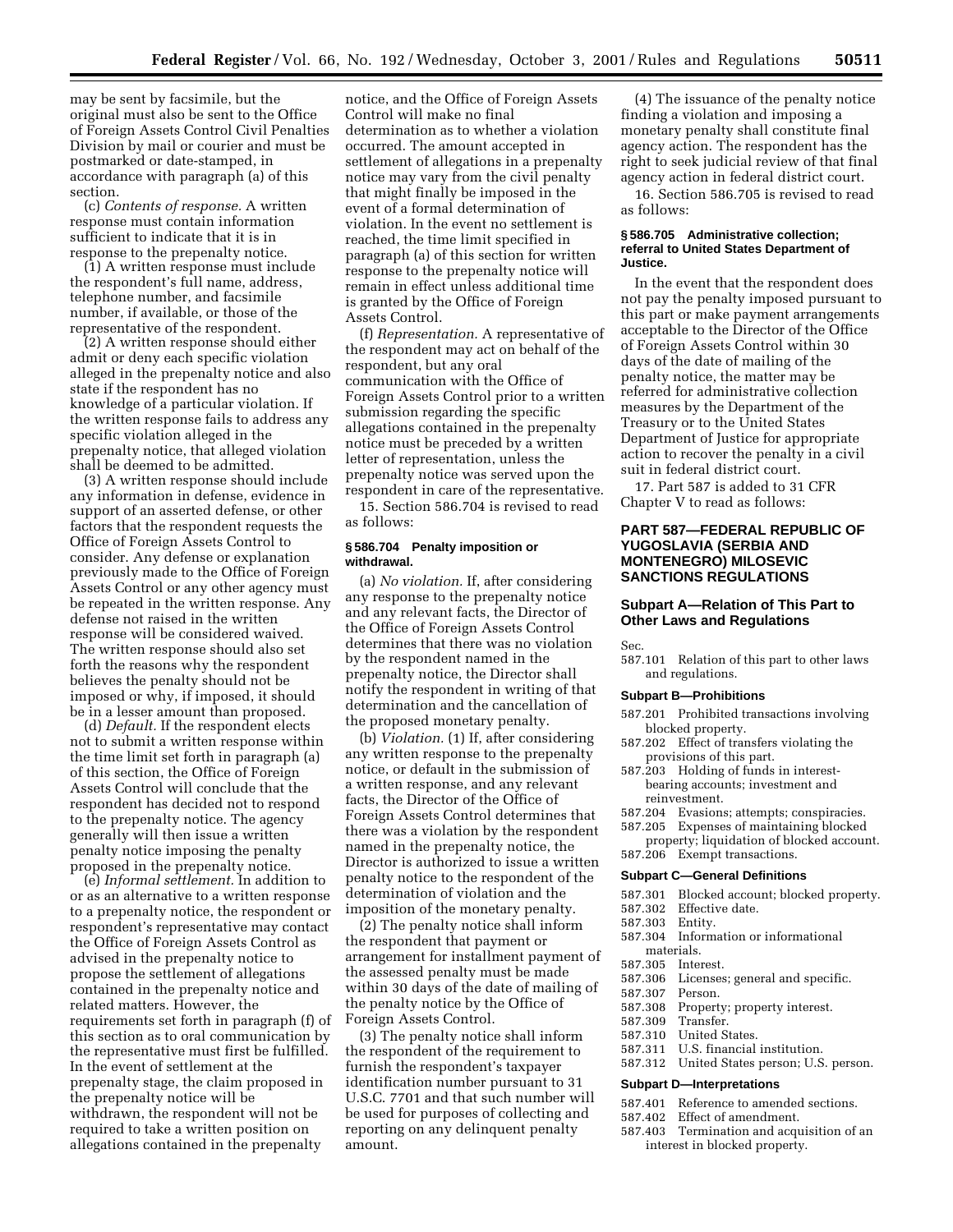may be sent by facsimile, but the original must also be sent to the Office of Foreign Assets Control Civil Penalties Division by mail or courier and must be postmarked or date-stamped, in accordance with paragraph (a) of this section.

(c) *Contents of response.* A written response must contain information sufficient to indicate that it is in response to the prepenalty notice.

(1) A written response must include the respondent's full name, address, telephone number, and facsimile number, if available, or those of the representative of the respondent.

(2) A written response should either admit or deny each specific violation alleged in the prepenalty notice and also state if the respondent has no knowledge of a particular violation. If the written response fails to address any specific violation alleged in the prepenalty notice, that alleged violation shall be deemed to be admitted.

(3) A written response should include any information in defense, evidence in support of an asserted defense, or other factors that the respondent requests the Office of Foreign Assets Control to consider. Any defense or explanation previously made to the Office of Foreign Assets Control or any other agency must be repeated in the written response. Any defense not raised in the written response will be considered waived. The written response should also set forth the reasons why the respondent believes the penalty should not be imposed or why, if imposed, it should be in a lesser amount than proposed.

(d) *Default.* If the respondent elects not to submit a written response within the time limit set forth in paragraph (a) of this section, the Office of Foreign Assets Control will conclude that the respondent has decided not to respond to the prepenalty notice. The agency generally will then issue a written penalty notice imposing the penalty proposed in the prepenalty notice.

(e) *Informal settlement.* In addition to or as an alternative to a written response to a prepenalty notice, the respondent or respondent's representative may contact the Office of Foreign Assets Control as advised in the prepenalty notice to propose the settlement of allegations contained in the prepenalty notice and related matters. However, the requirements set forth in paragraph (f) of this section as to oral communication by the representative must first be fulfilled. In the event of settlement at the prepenalty stage, the claim proposed in the prepenalty notice will be withdrawn, the respondent will not be required to take a written position on allegations contained in the prepenalty notice, and the Office of Foreign Assets Control will make no final determination as to whether a violation occurred. The amount accepted in settlement of allegations in a prepenalty notice may vary from the civil penalty that might finally be imposed in the event of a formal determination of violation. In the event no settlement is reached, the time limit specified in paragraph (a) of this section for written response to the prepenalty notice will remain in effect unless additional time is granted by the Office of Foreign Assets Control.

(f) *Representation.* A representative of the respondent may act on behalf of the respondent, but any oral communication with the Office of Foreign Assets Control prior to a written submission regarding the specific allegations contained in the prepenalty notice must be preceded by a written letter of representation, unless the prepenalty notice was served upon the respondent in care of the representative.

15. Section 586.704 is revised to read as follows:

#### § 586.704 Penalty imposition or withdrawal.

(a) *No violation.* If, after considering any response to the prepenalty notice and any relevant facts, the Director of the Office of Foreign Assets Control determines that there was no violation by the respondent named in the prepenalty notice, the Director shall notify the respondent in writing of that determination and the cancellation of the proposed monetary penalty.

(b) *Violation.* (1) If, after considering any written response to the prepenalty notice, or default in the submission of a written response, and any relevant facts, the Director of the Office of Foreign Assets Control determines that there was a violation by the respondent named in the prepenalty notice, the Director is authorized to issue a written penalty notice to the respondent of the determination of violation and the imposition of the monetary penalty.

(2) The penalty notice shall inform the respondent that payment or arrangement for installment payment of the assessed penalty must be made within 30 days of the date of mailing of the penalty notice by the Office of Foreign Assets Control.

(3) The penalty notice shall inform the respondent of the requirement to furnish the respondent's taxpayer identification number pursuant to 31 U.S.C. 7701 and that such number will be used for purposes of collecting and reporting on any delinquent penalty amount.

(4) The issuance of the penalty notice finding a violation and imposing a monetary penalty shall constitute final agency action. The respondent has the right to seek judicial review of that final agency action in federal district court.

16. Section 586.705 is revised to read as follows:

#### § 586.705 Administrative collection; referral to United States Department of Justice.

In the event that the respondent does not pay the penalty imposed pursuant to this part or make payment arrangements acceptable to the Director of the Office of Foreign Assets Control within 30 days of the date of mailing of the penalty notice, the matter may be referred for administrative collection measures by the Department of the Treasury or to the United States Department of Justice for appropriate action to recover the penalty in a civil suit in federal district court.

17. Part 587 is added to 31 CFR Chapter V to read as follows:

## PART 587—FEDERAL REPUBLIC OF YUGOSLAVIA (SERBIA AND MONTENEGRO) MILOSEVIC SANCTIONS REGULATIONS

### Subpart A—Relation of This Part to Other Laws and Regulations

Sec.

587.101 Relation of this part to other laws and regulations.

#### Subpart B—Prohibitions

587.201 Prohibited transactions involving blocked property.
587.202 Effect of transfers violating the provisions of this part.
587.203 Holding of funds in interest-bearing accounts; investment and reinvestment.
587.204 Evasions; attempts; conspiracies.
587.205 Expenses of maintaining blocked property; liquidation of blocked account.
587.206 Exempt transactions.

#### Subpart C—General Definitions

587.301 Blocked account; blocked property.
587.302 Effective date.
587.303 Entity.
587.304 Information or informational materials.
587.305 Interest.
587.306 Licenses; general and specific.
587.307 Person.
587.308 Property; property interest.
587.309 Transfer.
587.310 United States.
587.311 U.S. financial institution.
587.312 United States person; U.S. person.

#### Subpart D—Interpretations

587.401 Reference to amended sections.
587.402 Effect of amendment.
587.403 Termination and acquisition of an interest in blocked property.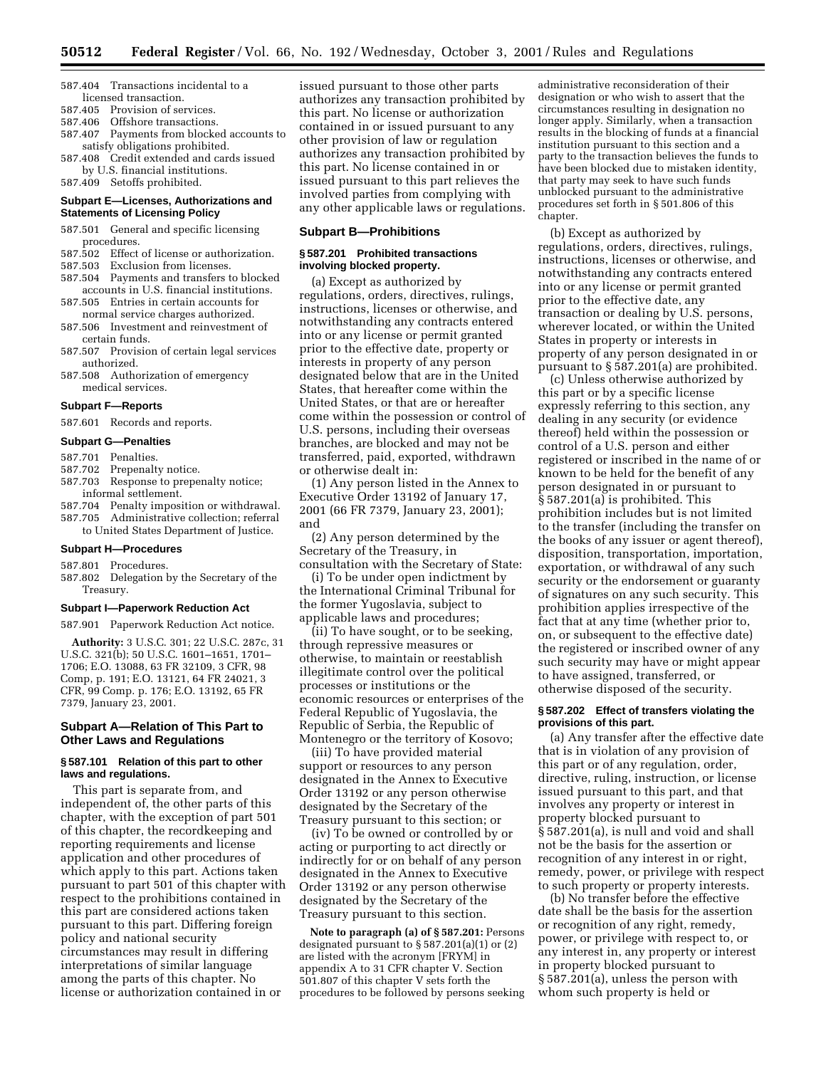587.404 Transactions incidental to a licensed transaction.
587.405 Provision of services.
587.406 Offshore transactions.
587.407 Payments from blocked accounts to satisfy obligations prohibited.
587.408 Credit extended and cards issued by U.S. financial institutions.
587.409 Setoffs prohibited.

**Subpart E—Licenses, Authorizations and Statements of Licensing Policy**

587.501 General and specific licensing procedures.
587.502 Effect of license or authorization.
587.503 Exclusion from licenses.
587.504 Payments and transfers to blocked accounts in U.S. financial institutions.
587.505 Entries in certain accounts for normal service charges authorized.
587.506 Investment and reinvestment of certain funds.
587.507 Provision of certain legal services authorized.
587.508 Authorization of emergency medical services.

**Subpart F—Reports**

587.601 Records and reports.

**Subpart G—Penalties**

587.701 Penalties.
587.702 Prepenalty notice.
587.703 Response to prepenalty notice; informal settlement.
587.704 Penalty imposition or withdrawal.
587.705 Administrative collection; referral to United States Department of Justice.

**Subpart H—Procedures**

587.801 Procedures.
587.802 Delegation by the Secretary of the Treasury.

**Subpart I—Paperwork Reduction Act**

587.901 Paperwork Reduction Act notice.

**Authority:** 3 U.S.C. 301; 22 U.S.C. 287c, 31 U.S.C. 321(b); 50 U.S.C. 1601–1651, 1701–1706; E.O. 13088, 63 FR 32109, 3 CFR, 98 Comp, p. 191; E.O. 13121, 64 FR 24021, 3 CFR, 99 Comp. p. 176; E.O. 13192, 65 FR 7379, January 23, 2001.

## Subpart A—Relation of This Part to Other Laws and Regulations

### § 587.101 Relation of this part to other laws and regulations.

This part is separate from, and independent of, the other parts of this chapter, with the exception of part 501 of this chapter, the recordkeeping and reporting requirements and license application and other procedures of which apply to this part. Actions taken pursuant to part 501 of this chapter with respect to the prohibitions contained in this part are considered actions taken pursuant to this part. Differing foreign policy and national security circumstances may result in differing interpretations of similar language among the parts of this chapter. No license or authorization contained in or issued pursuant to those other parts authorizes any transaction prohibited by this part. No license or authorization contained in or issued pursuant to any other provision of law or regulation authorizes any transaction prohibited by this part. No license contained in or issued pursuant to this part relieves the involved parties from complying with any other applicable laws or regulations.

## Subpart B—Prohibitions

### § 587.201 Prohibited transactions involving blocked property.

(a) Except as authorized by regulations, orders, directives, rulings, instructions, licenses or otherwise, and notwithstanding any contracts entered into or any license or permit granted prior to the effective date, property or interests in property of any person designated below that are in the United States, that hereafter come within the United States, or that are or hereafter come within the possession or control of U.S. persons, including their overseas branches, are blocked and may not be transferred, paid, exported, withdrawn or otherwise dealt in:

(1) Any person listed in the Annex to Executive Order 13192 of January 17, 2001 (66 FR 7379, January 23, 2001); and

(2) Any person determined by the Secretary of the Treasury, in consultation with the Secretary of State:

(i) To be under open indictment by the International Criminal Tribunal for the former Yugoslavia, subject to applicable laws and procedures;

(ii) To have sought, or to be seeking, through repressive measures or otherwise, to maintain or reestablish illegitimate control over the political processes or institutions or the economic resources or enterprises of the Federal Republic of Yugoslavia, the Republic of Serbia, the Republic of Montenegro or the territory of Kosovo;

(iii) To have provided material support or resources to any person designated in the Annex to Executive Order 13192 or any person otherwise designated by the Secretary of the Treasury pursuant to this section; or

(iv) To be owned or controlled by or acting or purporting to act directly or indirectly for or on behalf of any person designated in the Annex to Executive Order 13192 or any person otherwise designated by the Secretary of the Treasury pursuant to this section.

**Note to paragraph (a) of § 587.201:** Persons designated pursuant to § 587.201(a)(1) or (2) are listed with the acronym [FRYM] in appendix A to 31 CFR chapter V. Section 501.807 of this chapter V sets forth the procedures to be followed by persons seeking administrative reconsideration of their designation or who wish to assert that the circumstances resulting in designation no longer apply. Similarly, when a transaction results in the blocking of funds at a financial institution pursuant to this section and a party to the transaction believes the funds to have been blocked due to mistaken identity, that party may seek to have such funds unblocked pursuant to the administrative procedures set forth in § 501.806 of this chapter.

(b) Except as authorized by regulations, orders, directives, rulings, instructions, licenses or otherwise, and notwithstanding any contracts entered into or any license or permit granted prior to the effective date, any transaction or dealing by U.S. persons, wherever located, or within the United States in property or interests in property of any person designated in or pursuant to § 587.201(a) are prohibited.

(c) Unless otherwise authorized by this part or by a specific license expressly referring to this section, any dealing in any security (or evidence thereof) held within the possession or control of a U.S. person and either registered or inscribed in the name of or known to be held for the benefit of any person designated in or pursuant to § 587.201(a) is prohibited. This prohibition includes but is not limited to the transfer (including the transfer on the books of any issuer or agent thereof), disposition, transportation, importation, exportation, or withdrawal of any such security or the endorsement or guaranty of signatures on any such security. This prohibition applies irrespective of the fact that at any time (whether prior to, on, or subsequent to the effective date) the registered or inscribed owner of any such security may have or might appear to have assigned, transferred, or otherwise disposed of the security.

### § 587.202 Effect of transfers violating the provisions of this part.

(a) Any transfer after the effective date that is in violation of any provision of this part or of any regulation, order, directive, ruling, instruction, or license issued pursuant to this part, and that involves any property or interest in property blocked pursuant to § 587.201(a), is null and void and shall not be the basis for the assertion or recognition of any interest in or right, remedy, power, or privilege with respect to such property or property interests.

(b) No transfer before the effective date shall be the basis for the assertion or recognition of any right, remedy, power, or privilege with respect to, or any interest in, any property or interest in property blocked pursuant to § 587.201(a), unless the person with whom such property is held or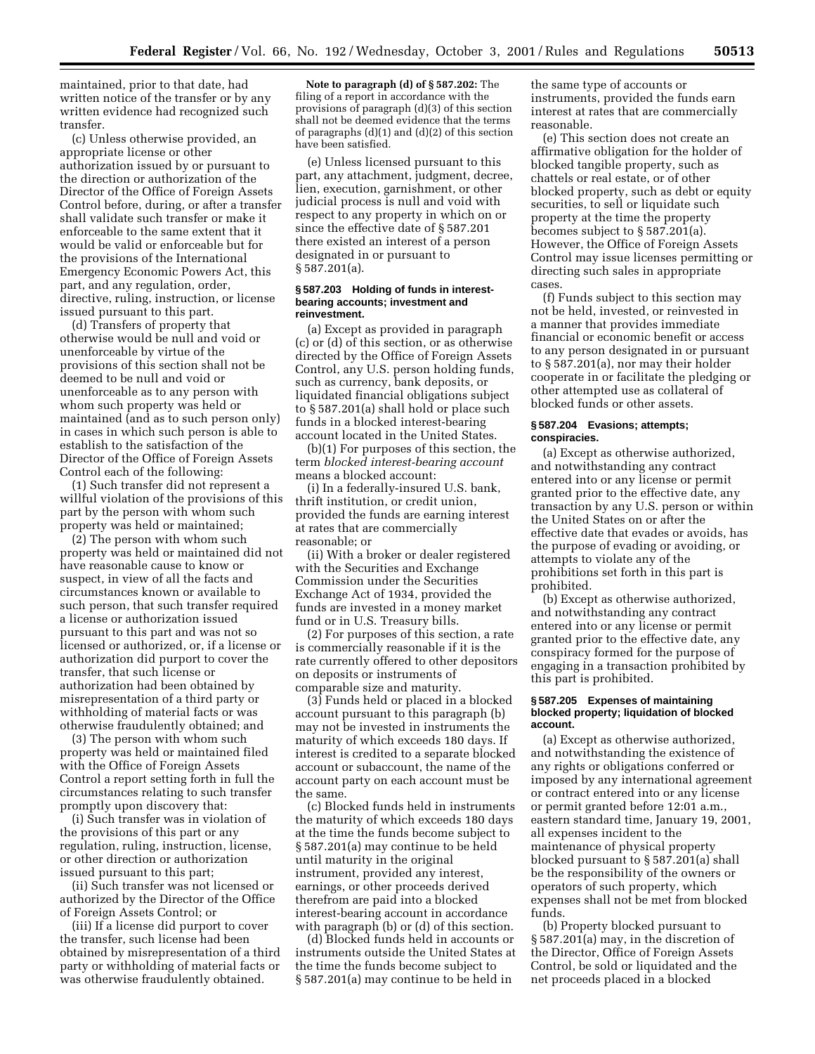maintained, prior to that date, had written notice of the transfer or by any written evidence had recognized such transfer.

(c) Unless otherwise provided, an appropriate license or other authorization issued by or pursuant to the direction or authorization of the Director of the Office of Foreign Assets Control before, during, or after a transfer shall validate such transfer or make it enforceable to the same extent that it would be valid or enforceable but for the provisions of the International Emergency Economic Powers Act, this part, and any regulation, order, directive, ruling, instruction, or license issued pursuant to this part.

(d) Transfers of property that otherwise would be null and void or unenforceable by virtue of the provisions of this section shall not be deemed to be null and void or unenforceable as to any person with whom such property was held or maintained (and as to such person only) in cases in which such person is able to establish to the satisfaction of the Director of the Office of Foreign Assets Control each of the following:

(1) Such transfer did not represent a willful violation of the provisions of this part by the person with whom such property was held or maintained;

(2) The person with whom such property was held or maintained did not have reasonable cause to know or suspect, in view of all the facts and circumstances known or available to such person, that such transfer required a license or authorization issued pursuant to this part and was not so licensed or authorized, or, if a license or authorization did purport to cover the transfer, that such license or authorization had been obtained by misrepresentation of a third party or withholding of material facts or was otherwise fraudulently obtained; and

(3) The person with whom such property was held or maintained filed with the Office of Foreign Assets Control a report setting forth in full the circumstances relating to such transfer promptly upon discovery that:

(i) Such transfer was in violation of the provisions of this part or any regulation, ruling, instruction, license, or other direction or authorization issued pursuant to this part;

(ii) Such transfer was not licensed or authorized by the Director of the Office of Foreign Assets Control; or

(iii) If a license did purport to cover the transfer, such license had been obtained by misrepresentation of a third party or withholding of material facts or was otherwise fraudulently obtained.

**Note to paragraph (d) of § 587.202:** The filing of a report in accordance with the provisions of paragraph (d)(3) of this section shall not be deemed evidence that the terms of paragraphs (d)(1) and (d)(2) of this section have been satisfied.

(e) Unless licensed pursuant to this part, any attachment, judgment, decree, lien, execution, garnishment, or other judicial process is null and void with respect to any property in which on or since the effective date of § 587.201 there existed an interest of a person designated in or pursuant to § 587.201(a).

#### § 587.203 Holding of funds in interest-bearing accounts; investment and reinvestment.

(a) Except as provided in paragraph (c) or (d) of this section, or as otherwise directed by the Office of Foreign Assets Control, any U.S. person holding funds, such as currency, bank deposits, or liquidated financial obligations subject to § 587.201(a) shall hold or place such funds in a blocked interest-bearing account located in the United States.

(b)(1) For purposes of this section, the term *blocked interest-bearing account* means a blocked account:

(i) In a federally-insured U.S. bank, thrift institution, or credit union, provided the funds are earning interest at rates that are commercially reasonable; or

(ii) With a broker or dealer registered with the Securities and Exchange Commission under the Securities Exchange Act of 1934, provided the funds are invested in a money market fund or in U.S. Treasury bills.

(2) For purposes of this section, a rate is commercially reasonable if it is the rate currently offered to other depositors on deposits or instruments of comparable size and maturity.

(3) Funds held or placed in a blocked account pursuant to this paragraph (b) may not be invested in instruments the maturity of which exceeds 180 days. If interest is credited to a separate blocked account or subaccount, the name of the account party on each account must be the same.

(c) Blocked funds held in instruments the maturity of which exceeds 180 days at the time the funds become subject to § 587.201(a) may continue to be held until maturity in the original instrument, provided any interest, earnings, or other proceeds derived therefrom are paid into a blocked interest-bearing account in accordance with paragraph (b) or (d) of this section.

(d) Blocked funds held in accounts or instruments outside the United States at the time the funds become subject to § 587.201(a) may continue to be held in the same type of accounts or instruments, provided the funds earn interest at rates that are commercially reasonable.

(e) This section does not create an affirmative obligation for the holder of blocked tangible property, such as chattels or real estate, or of other blocked property, such as debt or equity securities, to sell or liquidate such property at the time the property becomes subject to § 587.201(a). However, the Office of Foreign Assets Control may issue licenses permitting or directing such sales in appropriate cases.

(f) Funds subject to this section may not be held, invested, or reinvested in a manner that provides immediate financial or economic benefit or access to any person designated in or pursuant to § 587.201(a), nor may their holder cooperate in or facilitate the pledging or other attempted use as collateral of blocked funds or other assets.

#### § 587.204 Evasions; attempts; conspiracies.

(a) Except as otherwise authorized, and notwithstanding any contract entered into or any license or permit granted prior to the effective date, any transaction by any U.S. person or within the United States on or after the effective date that evades or avoids, has the purpose of evading or avoiding, or attempts to violate any of the prohibitions set forth in this part is prohibited.

(b) Except as otherwise authorized, and notwithstanding any contract entered into or any license or permit granted prior to the effective date, any conspiracy formed for the purpose of engaging in a transaction prohibited by this part is prohibited.

#### § 587.205 Expenses of maintaining blocked property; liquidation of blocked account.

(a) Except as otherwise authorized, and notwithstanding the existence of any rights or obligations conferred or imposed by any international agreement or contract entered into or any license or permit granted before 12:01 a.m., eastern standard time, January 19, 2001, all expenses incident to the maintenance of physical property blocked pursuant to § 587.201(a) shall be the responsibility of the owners or operators of such property, which expenses shall not be met from blocked funds.

(b) Property blocked pursuant to § 587.201(a) may, in the discretion of the Director, Office of Foreign Assets Control, be sold or liquidated and the net proceeds placed in a blocked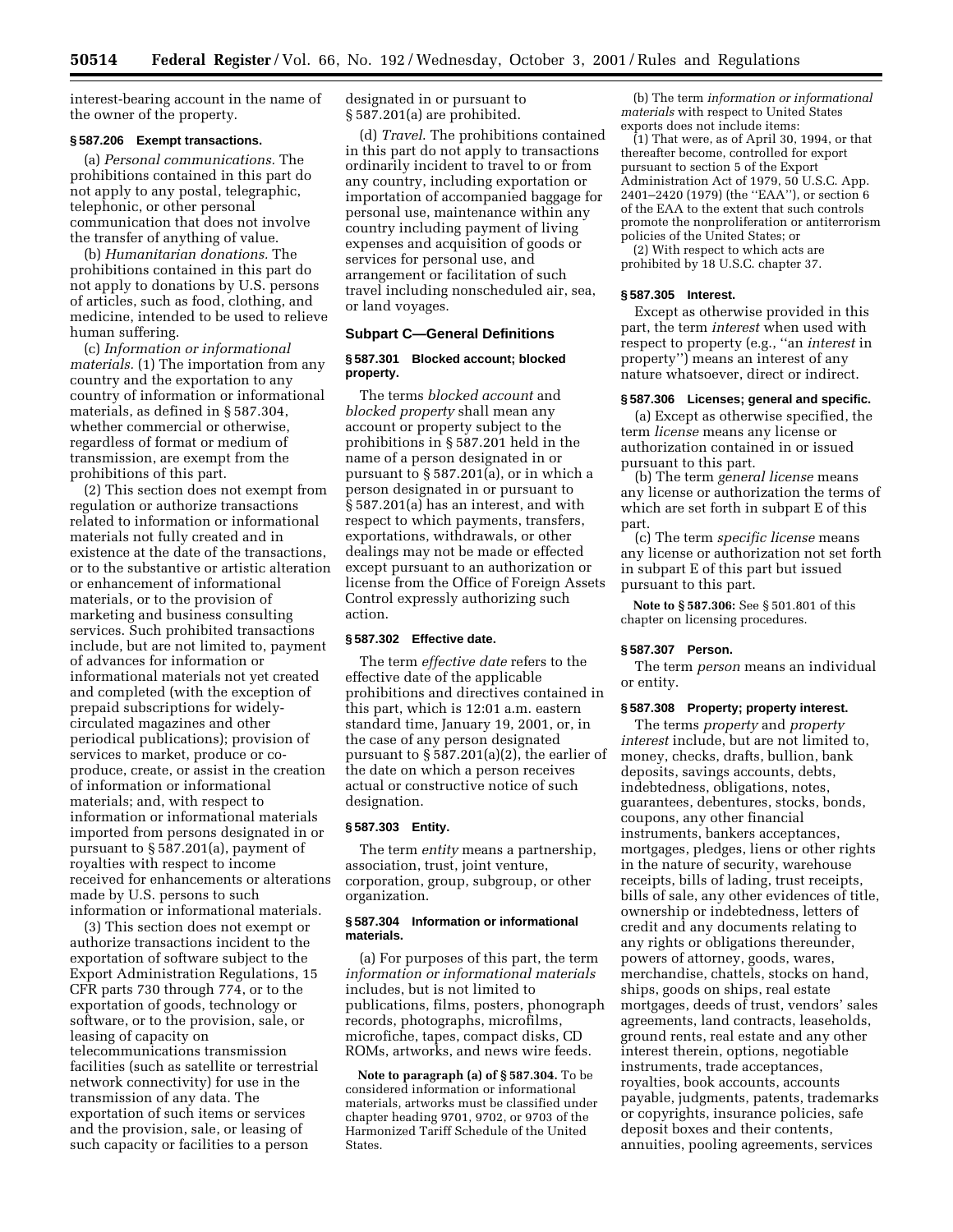interest-bearing account in the name of the owner of the property.

### § 587.206 Exempt transactions.

(a) *Personal communications.* The prohibitions contained in this part do not apply to any postal, telegraphic, telephonic, or other personal communication that does not involve the transfer of anything of value.

(b) *Humanitarian donations.* The prohibitions contained in this part do not apply to donations by U.S. persons of articles, such as food, clothing, and medicine, intended to be used to relieve human suffering.

(c) *Information or informational materials.* (1) The importation from any country and the exportation to any country of information or informational materials, as defined in § 587.304, whether commercial or otherwise, regardless of format or medium of transmission, are exempt from the prohibitions of this part.

(2) This section does not exempt from regulation or authorize transactions related to information or informational materials not fully created and in existence at the date of the transactions, or to the substantive or artistic alteration or enhancement of informational materials, or to the provision of marketing and business consulting services. Such prohibited transactions include, but are not limited to, payment of advances for information or informational materials not yet created and completed (with the exception of prepaid subscriptions for widely-circulated magazines and other periodical publications); provision of services to market, produce or co-produce, create, or assist in the creation of information or informational materials; and, with respect to information or informational materials imported from persons designated in or pursuant to § 587.201(a), payment of royalties with respect to income received for enhancements or alterations made by U.S. persons to such information or informational materials.

(3) This section does not exempt or authorize transactions incident to the exportation of software subject to the Export Administration Regulations, 15 CFR parts 730 through 774, or to the exportation of goods, technology or software, or to the provision, sale, or leasing of capacity on telecommunications transmission facilities (such as satellite or terrestrial network connectivity) for use in the transmission of any data. The exportation of such items or services and the provision, sale, or leasing of such capacity or facilities to a person designated in or pursuant to § 587.201(a) are prohibited.

(d) *Travel.* The prohibitions contained in this part do not apply to transactions ordinarily incident to travel to or from any country, including exportation or importation of accompanied baggage for personal use, maintenance within any country including payment of living expenses and acquisition of goods or services for personal use, and arrangement or facilitation of such travel including nonscheduled air, sea, or land voyages.

## Subpart C—General Definitions

### § 587.301 Blocked account; blocked property.

The terms *blocked account* and *blocked property* shall mean any account or property subject to the prohibitions in § 587.201 held in the name of a person designated in or pursuant to § 587.201(a), or in which a person designated in or pursuant to § 587.201(a) has an interest, and with respect to which payments, transfers, exportations, withdrawals, or other dealings may not be made or effected except pursuant to an authorization or license from the Office of Foreign Assets Control expressly authorizing such action.

### § 587.302 Effective date.

The term *effective date* refers to the effective date of the applicable prohibitions and directives contained in this part, which is 12:01 a.m. eastern standard time, January 19, 2001, or, in the case of any person designated pursuant to § 587.201(a)(2), the earlier of the date on which a person receives actual or constructive notice of such designation.

### § 587.303 Entity.

The term *entity* means a partnership, association, trust, joint venture, corporation, group, subgroup, or other organization.

### § 587.304 Information or informational materials.

(a) For purposes of this part, the term *information or informational materials* includes, but is not limited to publications, films, posters, phonograph records, photographs, microfilms, microfiche, tapes, compact disks, CD ROMs, artworks, and news wire feeds.

**Note to paragraph (a) of § 587.304.** To be considered information or informational materials, artworks must be classified under chapter heading 9701, 9702, or 9703 of the Harmonized Tariff Schedule of the United States.

(b) The term *information or informational materials* with respect to United States exports does not include items:

(1) That were, as of April 30, 1994, or that thereafter become, controlled for export pursuant to section 5 of the Export Administration Act of 1979, 50 U.S.C. App. 2401–2420 (1979) (the "EAA"), or section 6 of the EAA to the extent that such controls promote the nonproliferation or antiterrorism policies of the United States; or

(2) With respect to which acts are prohibited by 18 U.S.C. chapter 37.

### § 587.305 Interest.

Except as otherwise provided in this part, the term *interest* when used with respect to property (e.g., "an *interest* in property") means an interest of any nature whatsoever, direct or indirect.

### § 587.306 Licenses; general and specific.

(a) Except as otherwise specified, the term *license* means any license or authorization contained in or issued pursuant to this part.

(b) The term *general license* means any license or authorization the terms of which are set forth in subpart E of this part.

(c) The term *specific license* means any license or authorization not set forth in subpart E of this part but issued pursuant to this part.

**Note to § 587.306:** See § 501.801 of this chapter on licensing procedures.

### § 587.307 Person.

The term *person* means an individual or entity.

### § 587.308 Property; property interest.

The terms *property* and *property interest* include, but are not limited to, money, checks, drafts, bullion, bank deposits, savings accounts, debts, indebtedness, obligations, notes, guarantees, debentures, stocks, bonds, coupons, any other financial instruments, bankers acceptances, mortgages, pledges, liens or other rights in the nature of security, warehouse receipts, bills of lading, trust receipts, bills of sale, any other evidences of title, ownership or indebtedness, letters of credit and any documents relating to any rights or obligations thereunder, powers of attorney, goods, wares, merchandise, chattels, stocks on hand, ships, goods on ships, real estate mortgages, deeds of trust, vendors' sales agreements, land contracts, leaseholds, ground rents, real estate and any other interest therein, options, negotiable instruments, trade acceptances, royalties, book accounts, accounts payable, judgments, patents, trademarks or copyrights, insurance policies, safe deposit boxes and their contents, annuities, pooling agreements, services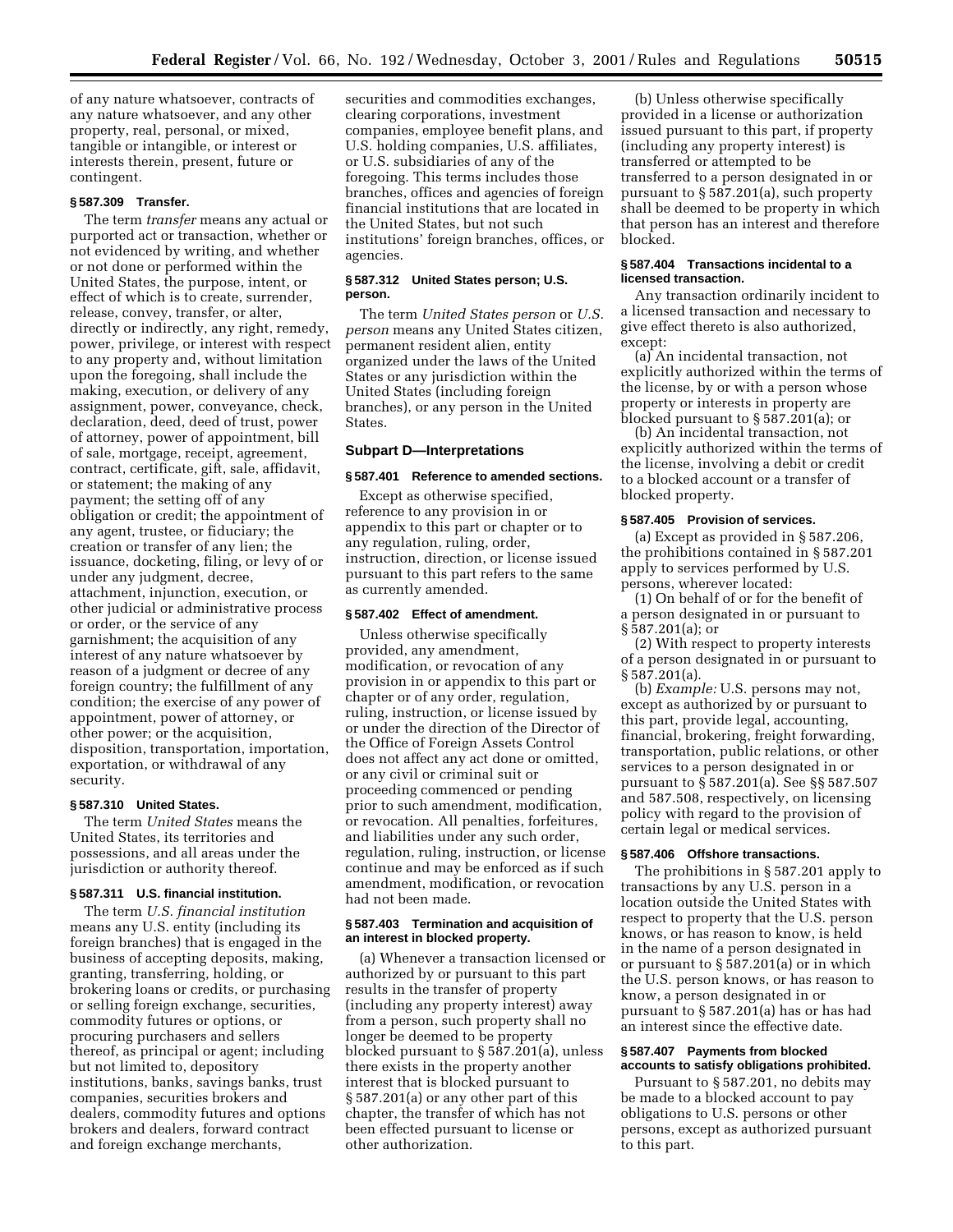of any nature whatsoever, contracts of any nature whatsoever, and any other property, real, personal, or mixed, tangible or intangible, or interest or interests therein, present, future or contingent.

### § 587.309 Transfer.

The term *transfer* means any actual or purported act or transaction, whether or not evidenced by writing, and whether or not done or performed within the United States, the purpose, intent, or effect of which is to create, surrender, release, convey, transfer, or alter, directly or indirectly, any right, remedy, power, privilege, or interest with respect to any property and, without limitation upon the foregoing, shall include the making, execution, or delivery of any assignment, power, conveyance, check, declaration, deed, deed of trust, power of attorney, power of appointment, bill of sale, mortgage, receipt, agreement, contract, certificate, gift, sale, affidavit, or statement; the making of any payment; the setting off of any obligation or credit; the appointment of any agent, trustee, or fiduciary; the creation or transfer of any lien; the issuance, docketing, filing, or levy of or under any judgment, decree, attachment, injunction, execution, or other judicial or administrative process or order, or the service of any garnishment; the acquisition of any interest of any nature whatsoever by reason of a judgment or decree of any foreign country; the fulfillment of any condition; the exercise of any power of appointment, power of attorney, or other power; or the acquisition, disposition, transportation, importation, exportation, or withdrawal of any security.

### § 587.310 United States.

The term *United States* means the United States, its territories and possessions, and all areas under the jurisdiction or authority thereof.

### § 587.311 U.S. financial institution.

The term *U.S. financial institution* means any U.S. entity (including its foreign branches) that is engaged in the business of accepting deposits, making, granting, transferring, holding, or brokering loans or credits, or purchasing or selling foreign exchange, securities, commodity futures or options, or procuring purchasers and sellers thereof, as principal or agent; including but not limited to, depository institutions, banks, savings banks, trust companies, securities brokers and dealers, commodity futures and options brokers and dealers, forward contract and foreign exchange merchants, securities and commodities exchanges, clearing corporations, investment companies, employee benefit plans, and U.S. holding companies, U.S. affiliates, or U.S. subsidiaries of any of the foregoing. This terms includes those branches, offices and agencies of foreign financial institutions that are located in the United States, but not such institutions' foreign branches, offices, or agencies.

### § 587.312 United States person; U.S. person.

The term *United States person* or *U.S. person* means any United States citizen, permanent resident alien, entity organized under the laws of the United States or any jurisdiction within the United States (including foreign branches), or any person in the United States.

## Subpart D—Interpretations

### § 587.401 Reference to amended sections.

Except as otherwise specified, reference to any provision in or appendix to this part or chapter or to any regulation, ruling, order, instruction, direction, or license issued pursuant to this part refers to the same as currently amended.

### § 587.402 Effect of amendment.

Unless otherwise specifically provided, any amendment, modification, or revocation of any provision in or appendix to this part or chapter or of any order, regulation, ruling, instruction, or license issued by or under the direction of the Director of the Office of Foreign Assets Control does not affect any act done or omitted, or any civil or criminal suit or proceeding commenced or pending prior to such amendment, modification, or revocation. All penalties, forfeitures, and liabilities under any such order, regulation, ruling, instruction, or license continue and may be enforced as if such amendment, modification, or revocation had not been made.

### § 587.403 Termination and acquisition of an interest in blocked property.

(a) Whenever a transaction licensed or authorized by or pursuant to this part results in the transfer of property (including any property interest) away from a person, such property shall no longer be deemed to be property blocked pursuant to § 587.201(a), unless there exists in the property another interest that is blocked pursuant to § 587.201(a) or any other part of this chapter, the transfer of which has not been effected pursuant to license or other authorization.

(b) Unless otherwise specifically provided in a license or authorization issued pursuant to this part, if property (including any property interest) is transferred or attempted to be transferred to a person designated in or pursuant to § 587.201(a), such property shall be deemed to be property in which that person has an interest and therefore blocked.

### § 587.404 Transactions incidental to a licensed transaction.

Any transaction ordinarily incident to a licensed transaction and necessary to give effect thereto is also authorized, except:

(a) An incidental transaction, not explicitly authorized within the terms of the license, by or with a person whose property or interests in property are blocked pursuant to § 587.201(a); or

(b) An incidental transaction, not explicitly authorized within the terms of the license, involving a debit or credit to a blocked account or a transfer of blocked property.

### § 587.405 Provision of services.

(a) Except as provided in § 587.206, the prohibitions contained in § 587.201 apply to services performed by U.S. persons, wherever located:

(1) On behalf of or for the benefit of a person designated in or pursuant to § 587.201(a); or

(2) With respect to property interests of a person designated in or pursuant to § 587.201(a).

(b) *Example:* U.S. persons may not, except as authorized by or pursuant to this part, provide legal, accounting, financial, brokering, freight forwarding, transportation, public relations, or other services to a person designated in or pursuant to § 587.201(a). See §§ 587.507 and 587.508, respectively, on licensing policy with regard to the provision of certain legal or medical services.

### § 587.406 Offshore transactions.

The prohibitions in § 587.201 apply to transactions by any U.S. person in a location outside the United States with respect to property that the U.S. person knows, or has reason to know, is held in the name of a person designated in or pursuant to § 587.201(a) or in which the U.S. person knows, or has reason to know, a person designated in or pursuant to § 587.201(a) has or has had an interest since the effective date.

### § 587.407 Payments from blocked accounts to satisfy obligations prohibited.

Pursuant to § 587.201, no debits may be made to a blocked account to pay obligations to U.S. persons or other persons, except as authorized pursuant to this part.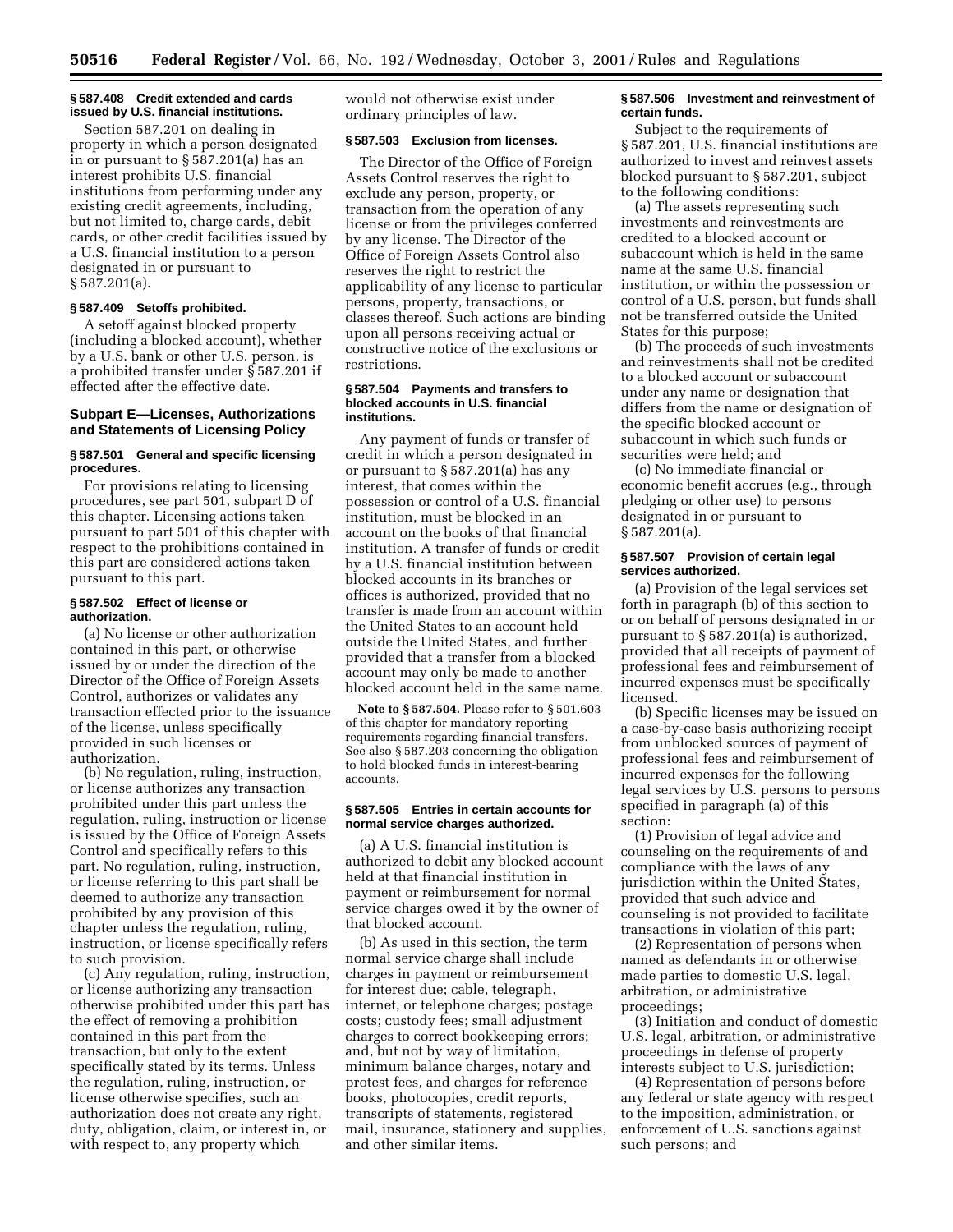### § 587.408 Credit extended and cards issued by U.S. financial institutions.

Section 587.201 on dealing in property in which a person designated in or pursuant to § 587.201(a) has an interest prohibits U.S. financial institutions from performing under any existing credit agreements, including, but not limited to, charge cards, debit cards, or other credit facilities issued by a U.S. financial institution to a person designated in or pursuant to § 587.201(a).

### § 587.409 Setoffs prohibited.

A setoff against blocked property (including a blocked account), whether by a U.S. bank or other U.S. person, is a prohibited transfer under § 587.201 if effected after the effective date.

## Subpart E—Licenses, Authorizations and Statements of Licensing Policy

### § 587.501 General and specific licensing procedures.

For provisions relating to licensing procedures, see part 501, subpart D of this chapter. Licensing actions taken pursuant to part 501 of this chapter with respect to the prohibitions contained in this part are considered actions taken pursuant to this part.

### § 587.502 Effect of license or authorization.

(a) No license or other authorization contained in this part, or otherwise issued by or under the direction of the Director of the Office of Foreign Assets Control, authorizes or validates any transaction effected prior to the issuance of the license, unless specifically provided in such licenses or authorization.

(b) No regulation, ruling, instruction, or license authorizes any transaction prohibited under this part unless the regulation, ruling, instruction or license is issued by the Office of Foreign Assets Control and specifically refers to this part. No regulation, ruling, instruction, or license referring to this part shall be deemed to authorize any transaction prohibited by any provision of this chapter unless the regulation, ruling, instruction, or license specifically refers to such provision.

(c) Any regulation, ruling, instruction, or license authorizing any transaction otherwise prohibited under this part has the effect of removing a prohibition contained in this part from the transaction, but only to the extent specifically stated by its terms. Unless the regulation, ruling, instruction, or license otherwise specifies, such an authorization does not create any right, duty, obligation, claim, or interest in, or with respect to, any property which would not otherwise exist under ordinary principles of law.

### § 587.503 Exclusion from licenses.

The Director of the Office of Foreign Assets Control reserves the right to exclude any person, property, or transaction from the operation of any license or from the privileges conferred by any license. The Director of the Office of Foreign Assets Control also reserves the right to restrict the applicability of any license to particular persons, property, transactions, or classes thereof. Such actions are binding upon all persons receiving actual or constructive notice of the exclusions or restrictions.

### § 587.504 Payments and transfers to blocked accounts in U.S. financial institutions.

Any payment of funds or transfer of credit in which a person designated in or pursuant to § 587.201(a) has any interest, that comes within the possession or control of a U.S. financial institution, must be blocked in an account on the books of that financial institution. A transfer of funds or credit by a U.S. financial institution between blocked accounts in its branches or offices is authorized, provided that no transfer is made from an account within the United States to an account held outside the United States, and further provided that a transfer from a blocked account may only be made to another blocked account held in the same name.

**Note to § 587.504.** Please refer to § 501.603 of this chapter for mandatory reporting requirements regarding financial transfers. See also § 587.203 concerning the obligation to hold blocked funds in interest-bearing accounts.

### § 587.505 Entries in certain accounts for normal service charges authorized.

(a) A U.S. financial institution is authorized to debit any blocked account held at that financial institution in payment or reimbursement for normal service charges owed it by the owner of that blocked account.

(b) As used in this section, the term normal service charge shall include charges in payment or reimbursement for interest due; cable, telegraph, internet, or telephone charges; postage costs; custody fees; small adjustment charges to correct bookkeeping errors; and, but not by way of limitation, minimum balance charges, notary and protest fees, and charges for reference books, photocopies, credit reports, transcripts of statements, registered mail, insurance, stationery and supplies, and other similar items.

### § 587.506 Investment and reinvestment of certain funds.

Subject to the requirements of § 587.201, U.S. financial institutions are authorized to invest and reinvest assets blocked pursuant to § 587.201, subject to the following conditions:

(a) The assets representing such investments and reinvestments are credited to a blocked account or subaccount which is held in the same name at the same U.S. financial institution, or within the possession or control of a U.S. person, but funds shall not be transferred outside the United States for this purpose;

(b) The proceeds of such investments and reinvestments shall not be credited to a blocked account or subaccount under any name or designation that differs from the name or designation of the specific blocked account or subaccount in which such funds or securities were held; and

(c) No immediate financial or economic benefit accrues (e.g., through pledging or other use) to persons designated in or pursuant to § 587.201(a).

### § 587.507 Provision of certain legal services authorized.

(a) Provision of the legal services set forth in paragraph (b) of this section to or on behalf of persons designated in or pursuant to § 587.201(a) is authorized, provided that all receipts of payment of professional fees and reimbursement of incurred expenses must be specifically licensed.

(b) Specific licenses may be issued on a case-by-case basis authorizing receipt from unblocked sources of payment of professional fees and reimbursement of incurred expenses for the following legal services by U.S. persons to persons specified in paragraph (a) of this section:

(1) Provision of legal advice and counseling on the requirements of and compliance with the laws of any jurisdiction within the United States, provided that such advice and counseling is not provided to facilitate transactions in violation of this part;

(2) Representation of persons when named as defendants in or otherwise made parties to domestic U.S. legal, arbitration, or administrative proceedings;

(3) Initiation and conduct of domestic U.S. legal, arbitration, or administrative proceedings in defense of property interests subject to U.S. jurisdiction;

(4) Representation of persons before any federal or state agency with respect to the imposition, administration, or enforcement of U.S. sanctions against such persons; and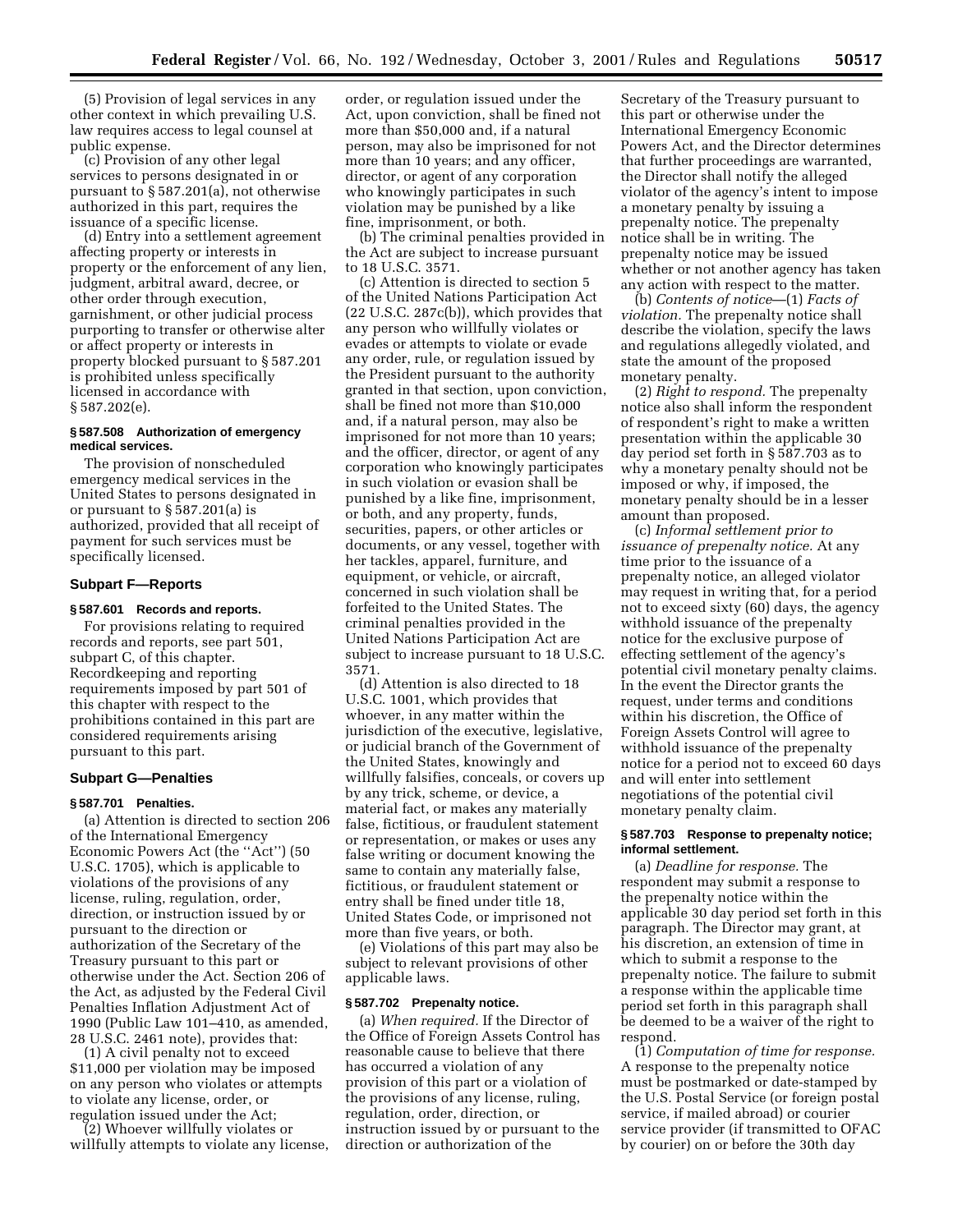(5) Provision of legal services in any other context in which prevailing U.S. law requires access to legal counsel at public expense.

(c) Provision of any other legal services to persons designated in or pursuant to § 587.201(a), not otherwise authorized in this part, requires the issuance of a specific license.

(d) Entry into a settlement agreement affecting property or interests in property or the enforcement of any lien, judgment, arbitral award, decree, or other order through execution, garnishment, or other judicial process purporting to transfer or otherwise alter or affect property or interests in property blocked pursuant to § 587.201 is prohibited unless specifically licensed in accordance with § 587.202(e).

#### § 587.508 Authorization of emergency medical services.

The provision of nonscheduled emergency medical services in the United States to persons designated in or pursuant to § 587.201(a) is authorized, provided that all receipt of payment for such services must be specifically licensed.

### Subpart F—Reports

#### § 587.601 Records and reports.

For provisions relating to required records and reports, see part 501, subpart C, of this chapter. Recordkeeping and reporting requirements imposed by part 501 of this chapter with respect to the prohibitions contained in this part are considered requirements arising pursuant to this part.

### Subpart G—Penalties

#### § 587.701 Penalties.

(a) Attention is directed to section 206 of the International Emergency Economic Powers Act (the ''Act'') (50 U.S.C. 1705), which is applicable to violations of the provisions of any license, ruling, regulation, order, direction, or instruction issued by or pursuant to the direction or authorization of the Secretary of the Treasury pursuant to this part or otherwise under the Act. Section 206 of the Act, as adjusted by the Federal Civil Penalties Inflation Adjustment Act of 1990 (Public Law 101–410, as amended, 28 U.S.C. 2461 note), provides that:

(1) A civil penalty not to exceed $11,000 per violation may be imposed on any person who violates or attempts to violate any license, order, or regulation issued under the Act;

(2) Whoever willfully violates or willfully attempts to violate any license, order, or regulation issued under the Act, upon conviction, shall be fined not more than $50,000 and, if a natural person, may also be imprisoned for not more than 10 years; and any officer, director, or agent of any corporation who knowingly participates in such violation may be punished by a like fine, imprisonment, or both.

(b) The criminal penalties provided in the Act are subject to increase pursuant to 18 U.S.C. 3571.

(c) Attention is directed to section 5 of the United Nations Participation Act (22 U.S.C. 287c(b)), which provides that any person who willfully violates or evades or attempts to violate or evade any order, rule, or regulation issued by the President pursuant to the authority granted in that section, upon conviction, shall be fined not more than $10,000 and, if a natural person, may also be imprisoned for not more than 10 years; and the officer, director, or agent of any corporation who knowingly participates in such violation or evasion shall be punished by a like fine, imprisonment, or both, and any property, funds, securities, papers, or other articles or documents, or any vessel, together with her tackles, apparel, furniture, and equipment, or vehicle, or aircraft, concerned in such violation shall be forfeited to the United States. The criminal penalties provided in the United Nations Participation Act are subject to increase pursuant to 18 U.S.C. 3571.

(d) Attention is also directed to 18 U.S.C. 1001, which provides that whoever, in any matter within the jurisdiction of the executive, legislative, or judicial branch of the Government of the United States, knowingly and willfully falsifies, conceals, or covers up by any trick, scheme, or device, a material fact, or makes any materially false, fictitious, or fraudulent statement or representation, or makes or uses any false writing or document knowing the same to contain any materially false, fictitious, or fraudulent statement or entry shall be fined under title 18, United States Code, or imprisoned not more than five years, or both.

(e) Violations of this part may also be subject to relevant provisions of other applicable laws.

#### § 587.702 Prepenalty notice.

(a) *When required.* If the Director of the Office of Foreign Assets Control has reasonable cause to believe that there has occurred a violation of any provision of this part or a violation of the provisions of any license, ruling, regulation, order, direction, or instruction issued by or pursuant to the direction or authorization of the Secretary of the Treasury pursuant to this part or otherwise under the International Emergency Economic Powers Act, and the Director determines that further proceedings are warranted, the Director shall notify the alleged violator of the agency's intent to impose a monetary penalty by issuing a prepenalty notice. The prepenalty notice shall be in writing. The prepenalty notice may be issued whether or not another agency has taken any action with respect to the matter.

(b) *Contents of notice*—(1) *Facts of violation.* The prepenalty notice shall describe the violation, specify the laws and regulations allegedly violated, and state the amount of the proposed monetary penalty.

(2) *Right to respond.* The prepenalty notice also shall inform the respondent of respondent's right to make a written presentation within the applicable 30 day period set forth in § 587.703 as to why a monetary penalty should not be imposed or why, if imposed, the monetary penalty should be in a lesser amount than proposed.

(c) *Informal settlement prior to issuance of prepenalty notice.* At any time prior to the issuance of a prepenalty notice, an alleged violator may request in writing that, for a period not to exceed sixty (60) days, the agency withhold issuance of the prepenalty notice for the exclusive purpose of effecting settlement of the agency's potential civil monetary penalty claims. In the event the Director grants the request, under terms and conditions within his discretion, the Office of Foreign Assets Control will agree to withhold issuance of the prepenalty notice for a period not to exceed 60 days and will enter into settlement negotiations of the potential civil monetary penalty claim.

#### § 587.703 Response to prepenalty notice; informal settlement.

(a) *Deadline for response.* The respondent may submit a response to the prepenalty notice within the applicable 30 day period set forth in this paragraph. The Director may grant, at his discretion, an extension of time in which to submit a response to the prepenalty notice. The failure to submit a response within the applicable time period set forth in this paragraph shall be deemed to be a waiver of the right to respond.

(1) *Computation of time for response.* A response to the prepenalty notice must be postmarked or date-stamped by the U.S. Postal Service (or foreign postal service, if mailed abroad) or courier service provider (if transmitted to OFAC by courier) on or before the 30th day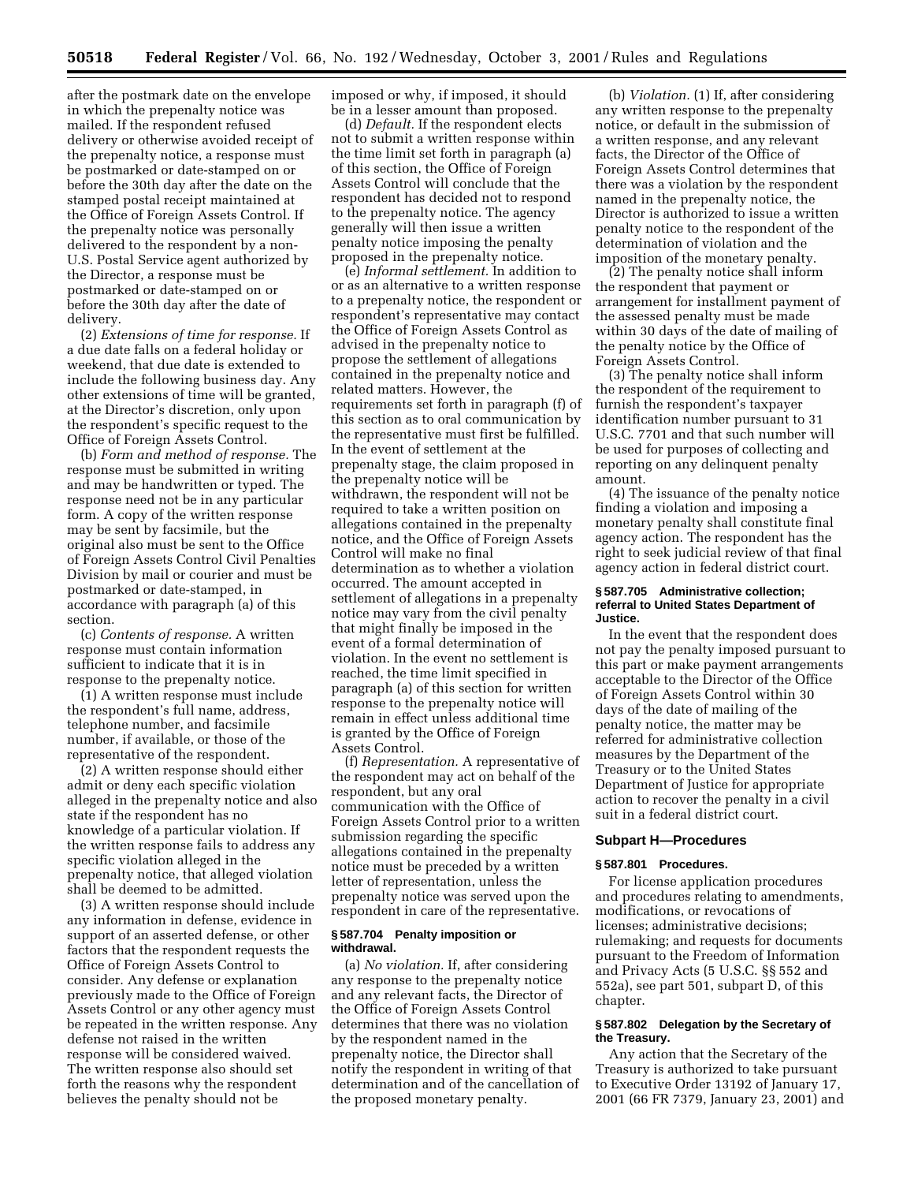after the postmark date on the envelope in which the prepenalty notice was mailed. If the respondent refused delivery or otherwise avoided receipt of the prepenalty notice, a response must be postmarked or date-stamped on or before the 30th day after the date on the stamped postal receipt maintained at the Office of Foreign Assets Control. If the prepenalty notice was personally delivered to the respondent by a non-U.S. Postal Service agent authorized by the Director, a response must be postmarked or date-stamped on or before the 30th day after the date of delivery.

(2) *Extensions of time for response.* If a due date falls on a federal holiday or weekend, that due date is extended to include the following business day. Any other extensions of time will be granted, at the Director's discretion, only upon the respondent's specific request to the Office of Foreign Assets Control.

(b) *Form and method of response.* The response must be submitted in writing and may be handwritten or typed. The response need not be in any particular form. A copy of the written response may be sent by facsimile, but the original also must be sent to the Office of Foreign Assets Control Civil Penalties Division by mail or courier and must be postmarked or date-stamped, in accordance with paragraph (a) of this section.

(c) *Contents of response.* A written response must contain information sufficient to indicate that it is in response to the prepenalty notice.

(1) A written response must include the respondent's full name, address, telephone number, and facsimile number, if available, or those of the representative of the respondent.

(2) A written response should either admit or deny each specific violation alleged in the prepenalty notice and also state if the respondent has no knowledge of a particular violation. If the written response fails to address any specific violation alleged in the prepenalty notice, that alleged violation shall be deemed to be admitted.

(3) A written response should include any information in defense, evidence in support of an asserted defense, or other factors that the respondent requests the Office of Foreign Assets Control to consider. Any defense or explanation previously made to the Office of Foreign Assets Control or any other agency must be repeated in the written response. Any defense not raised in the written response will be considered waived. The written response also should set forth the reasons why the respondent believes the penalty should not be imposed or why, if imposed, it should be in a lesser amount than proposed.

(d) *Default.* If the respondent elects not to submit a written response within the time limit set forth in paragraph (a) of this section, the Office of Foreign Assets Control will conclude that the respondent has decided not to respond to the prepenalty notice. The agency generally will then issue a written penalty notice imposing the penalty proposed in the prepenalty notice.

(e) *Informal settlement.* In addition to or as an alternative to a written response to a prepenalty notice, the respondent or respondent's representative may contact the Office of Foreign Assets Control as advised in the prepenalty notice to propose the settlement of allegations contained in the prepenalty notice and related matters. However, the requirements set forth in paragraph (f) of this section as to oral communication by the representative must first be fulfilled. In the event of settlement at the prepenalty stage, the claim proposed in the prepenalty notice will be withdrawn, the respondent will not be required to take a written position on allegations contained in the prepenalty notice, and the Office of Foreign Assets Control will make no final determination as to whether a violation occurred. The amount accepted in settlement of allegations in a prepenalty notice may vary from the civil penalty that might finally be imposed in the event of a formal determination of violation. In the event no settlement is reached, the time limit specified in paragraph (a) of this section for written response to the prepenalty notice will remain in effect unless additional time is granted by the Office of Foreign Assets Control.

(f) *Representation.* A representative of the respondent may act on behalf of the respondent, but any oral communication with the Office of Foreign Assets Control prior to a written submission regarding the specific allegations contained in the prepenalty notice must be preceded by a written letter of representation, unless the prepenalty notice was served upon the respondent in care of the representative.

### § 587.704 Penalty imposition or withdrawal.

(a) *No violation.* If, after considering any response to the prepenalty notice and any relevant facts, the Director of the Office of Foreign Assets Control determines that there was no violation by the respondent named in the prepenalty notice, the Director shall notify the respondent in writing of that determination and of the cancellation of the proposed monetary penalty.

(b) *Violation.* (1) If, after considering any written response to the prepenalty notice, or default in the submission of a written response, and any relevant facts, the Director of the Office of Foreign Assets Control determines that there was a violation by the respondent named in the prepenalty notice, the Director is authorized to issue a written penalty notice to the respondent of the determination of violation and the imposition of the monetary penalty.

(2) The penalty notice shall inform the respondent that payment or arrangement for installment payment of the assessed penalty must be made within 30 days of the date of mailing of the penalty notice by the Office of Foreign Assets Control.

(3) The penalty notice shall inform the respondent of the requirement to furnish the respondent's taxpayer identification number pursuant to 31 U.S.C. 7701 and that such number will be used for purposes of collecting and reporting on any delinquent penalty amount.

(4) The issuance of the penalty notice finding a violation and imposing a monetary penalty shall constitute final agency action. The respondent has the right to seek judicial review of that final agency action in federal district court.

### § 587.705 Administrative collection; referral to United States Department of Justice.

In the event that the respondent does not pay the penalty imposed pursuant to this part or make payment arrangements acceptable to the Director of the Office of Foreign Assets Control within 30 days of the date of mailing of the penalty notice, the matter may be referred for administrative collection measures by the Department of the Treasury or to the United States Department of Justice for appropriate action to recover the penalty in a civil suit in a federal district court.

## Subpart H—Procedures

### § 587.801 Procedures.

For license application procedures and procedures relating to amendments, modifications, or revocations of licenses; administrative decisions; rulemaking; and requests for documents pursuant to the Freedom of Information and Privacy Acts (5 U.S.C. §§ 552 and 552a), see part 501, subpart D, of this chapter.

### § 587.802 Delegation by the Secretary of the Treasury.

Any action that the Secretary of the Treasury is authorized to take pursuant to Executive Order 13192 of January 17, 2001 (66 FR 7379, January 23, 2001) and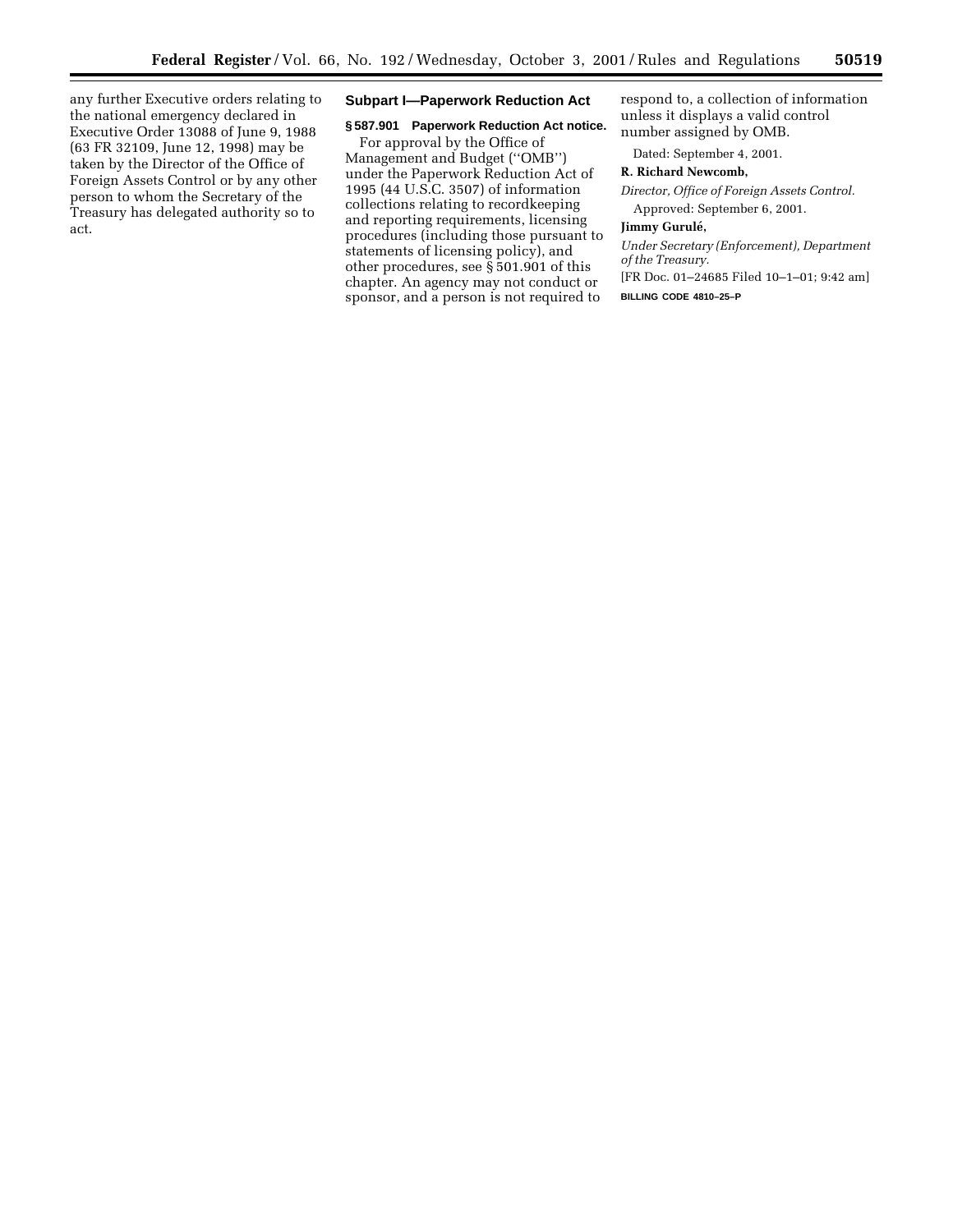any further Executive orders relating to the national emergency declared in Executive Order 13088 of June 9, 1988 (63 FR 32109, June 12, 1998) may be taken by the Director of the Office of Foreign Assets Control or by any other person to whom the Secretary of the Treasury has delegated authority so to act.

## Subpart I—Paperwork Reduction Act

### § 587.901 Paperwork Reduction Act notice.

For approval by the Office of Management and Budget (''OMB'') under the Paperwork Reduction Act of 1995 (44 U.S.C. 3507) of information collections relating to recordkeeping and reporting requirements, licensing procedures (including those pursuant to statements of licensing policy), and other procedures, see § 501.901 of this chapter. An agency may not conduct or sponsor, and a person is not required to respond to, a collection of information unless it displays a valid control number assigned by OMB.

Dated: September 4, 2001.

**R. Richard Newcomb,**

*Director, Office of Foreign Assets Control.*

Approved: September 6, 2001.

**Jimmy Gurulé,**

*Under Secretary (Enforcement), Department of the Treasury.*

[FR Doc. 01–24685 Filed 10–1–01; 9:42 am]

**BILLING CODE 4810–25–P**